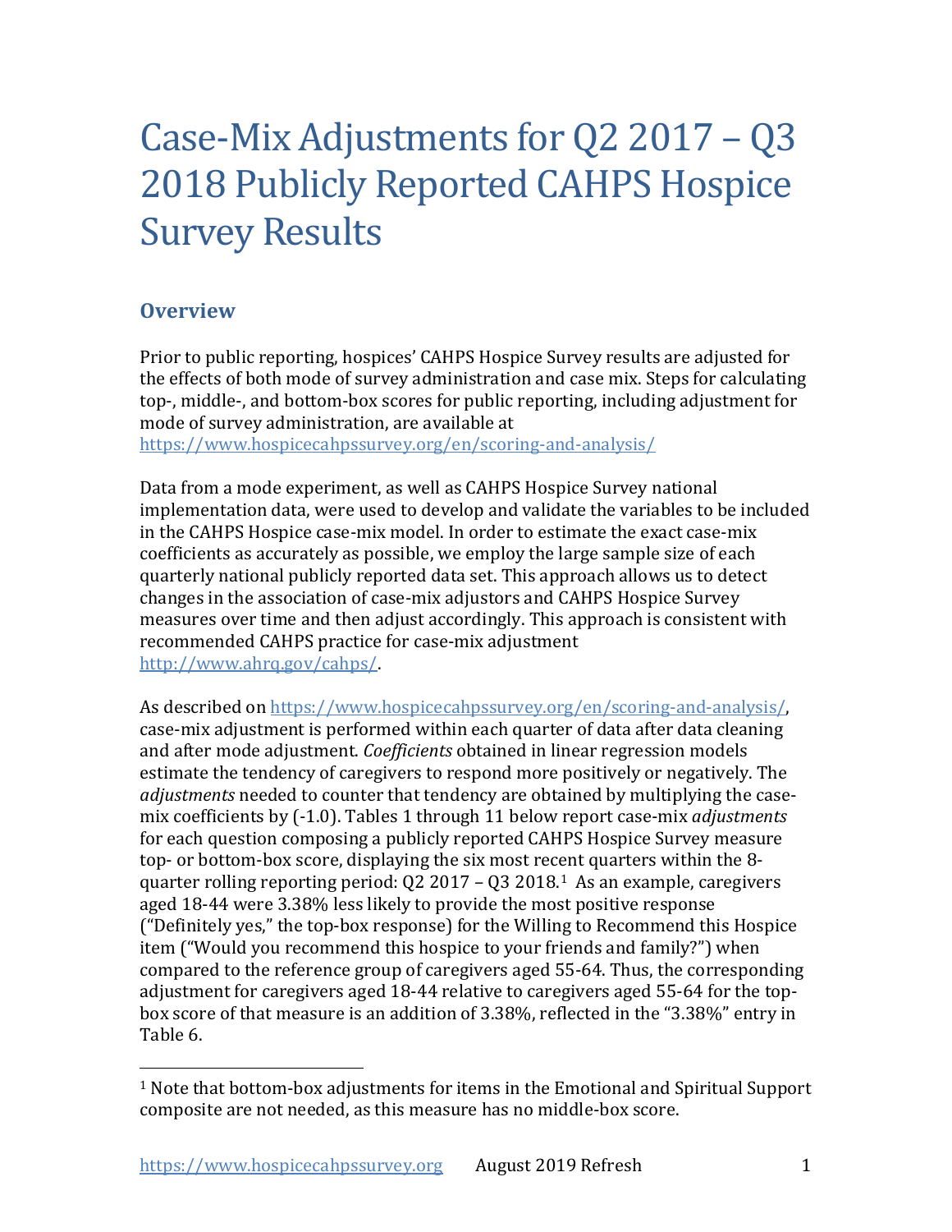# Case-Mix Adjustments for Q2 2017 – Q3 2018 Publicly Reported CAHPS Hospice Survey Results

## Overview

Prior to public reporting, hospices' CAHPS Hospice Survey results are adjusted for the effects of both mode of survey administration and case mix. Steps for calculating top-, middle-, and bottom-box scores for public reporting, including adjustment for mode of survey administration, are available at https://www.hospicecahpssurvey.org/en/scoring-and-analysis/

Data from a mode experiment, as well as CAHPS Hospice Survey national implementation data, were used to develop and validate the variables to be included in the CAHPS Hospice case-mix model. In order to estimate the exact case-mix coefficients as accurately as possible, we employ the large sample size of each quarterly national publicly reported data set. This approach allows us to detect changes in the association of case-mix adjustors and CAHPS Hospice Survey measures over time and then adjust accordingly. This approach is consistent with recommended CAHPS practice for case-mix adjustment http://www.ahrq.gov/cahps/.

As described on https://www.hospicecahpssurvey.org/en/scoring-and-analysis/, case-mix adjustment is performed within each quarter of data after data cleaning and after mode adjustment. *Coefficients* obtained in linear regression models estimate the tendency of caregivers to respond more positively or negatively. The *adjustments* needed to counter that tendency are obtained by multiplying the case-mix coefficients by (-1.0). Tables 1 through 11 below report case-mix *adjustments* for each question composing a publicly reported CAHPS Hospice Survey measure top- or bottom-box score, displaying the six most recent quarters within the 8-quarter rolling reporting period: Q2 2017 – Q3 2018.[1] As an example, caregivers aged 18-44 were 3.38% less likely to provide the most positive response ("Definitely yes," the top-box response) for the Willing to Recommend this Hospice item ("Would you recommend this hospice to your friends and family?") when compared to the reference group of caregivers aged 55-64. Thus, the corresponding adjustment for caregivers aged 18-44 relative to caregivers aged 55-64 for the top-box score of that measure is an addition of 3.38%, reflected in the "3.38%" entry in Table 6.

[1] Note that bottom-box adjustments for items in the Emotional and Spiritual Support composite are not needed, as this measure has no middle-box score.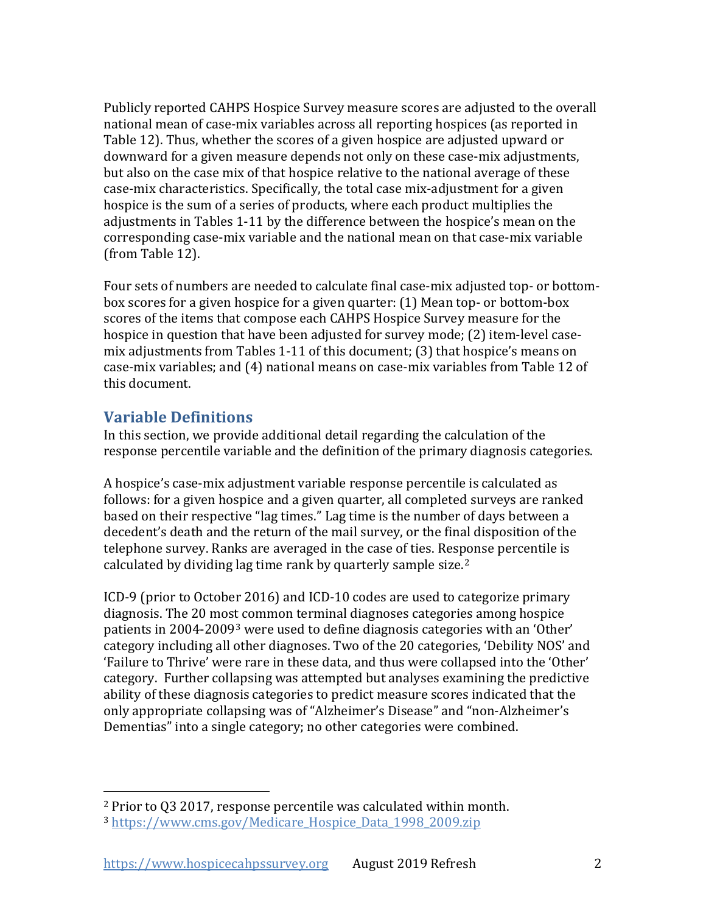Publicly reported CAHPS Hospice Survey measure scores are adjusted to the overall national mean of case-mix variables across all reporting hospices (as reported in Table 12). Thus, whether the scores of a given hospice are adjusted upward or downward for a given measure depends not only on these case-mix adjustments, but also on the case mix of that hospice relative to the national average of these case-mix characteristics. Specifically, the total case mix-adjustment for a given hospice is the sum of a series of products, where each product multiplies the adjustments in Tables 1-11 by the difference between the hospice's mean on the corresponding case-mix variable and the national mean on that case-mix variable (from Table 12).

Four sets of numbers are needed to calculate final case-mix adjusted top- or bottom-box scores for a given hospice for a given quarter: (1) Mean top- or bottom-box scores of the items that compose each CAHPS Hospice Survey measure for the hospice in question that have been adjusted for survey mode; (2) item-level case-mix adjustments from Tables 1-11 of this document; (3) that hospice's means on case-mix variables; and (4) national means on case-mix variables from Table 12 of this document.

## Variable Definitions

In this section, we provide additional detail regarding the calculation of the response percentile variable and the definition of the primary diagnosis categories.

A hospice's case-mix adjustment variable response percentile is calculated as follows: for a given hospice and a given quarter, all completed surveys are ranked based on their respective "lag times." Lag time is the number of days between a decedent's death and the return of the mail survey, or the final disposition of the telephone survey. Ranks are averaged in the case of ties. Response percentile is calculated by dividing lag time rank by quarterly sample size.[2]

ICD-9 (prior to October 2016) and ICD-10 codes are used to categorize primary diagnosis. The 20 most common terminal diagnoses categories among hospice patients in 2004-2009[3] were used to define diagnosis categories with an 'Other' category including all other diagnoses. Two of the 20 categories, 'Debility NOS' and 'Failure to Thrive' were rare in these data, and thus were collapsed into the 'Other' category. Further collapsing was attempted but analyses examining the predictive ability of these diagnosis categories to predict measure scores indicated that the only appropriate collapsing was of "Alzheimer's Disease" and "non-Alzheimer's Dementias" into a single category; no other categories were combined.

---

[2] Prior to Q3 2017, response percentile was calculated within month.

[3] https://www.cms.gov/Medicare_Hospice_Data_1998_2009.zip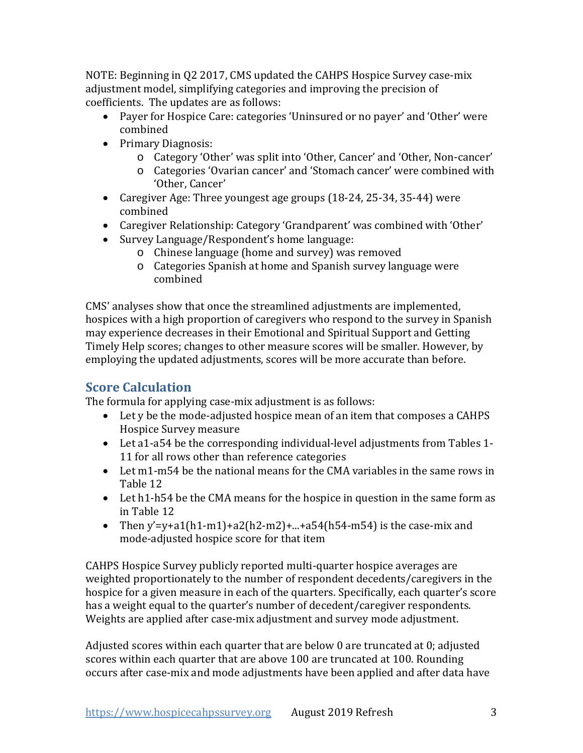NOTE: Beginning in Q2 2017, CMS updated the CAHPS Hospice Survey case-mix adjustment model, simplifying categories and improving the precision of coefficients. The updates are as follows:

- Payer for Hospice Care: categories 'Uninsured or no payer' and 'Other' were combined
- Primary Diagnosis:
    - Category 'Other' was split into 'Other, Cancer' and 'Other, Non-cancer'
    - Categories 'Ovarian cancer' and 'Stomach cancer' were combined with 'Other, Cancer'
- Caregiver Age: Three youngest age groups (18-24, 25-34, 35-44) were combined
- Caregiver Relationship: Category 'Grandparent' was combined with 'Other'
- Survey Language/Respondent's home language:
    - Chinese language (home and survey) was removed
    - Categories Spanish at home and Spanish survey language were combined

CMS' analyses show that once the streamlined adjustments are implemented, hospices with a high proportion of caregivers who respond to the survey in Spanish may experience decreases in their Emotional and Spiritual Support and Getting Timely Help scores; changes to other measure scores will be smaller. However, by employing the updated adjustments, scores will be more accurate than before.

## Score Calculation

The formula for applying case-mix adjustment is as follows:

- Let $y$ be the mode-adjusted hospice mean of an item that composes a CAHPS Hospice Survey measure
- Let $a_1$-$a_{54}$ be the corresponding individual-level adjustments from Tables 1-11 for all rows other than reference categories
- Let $m_1$-$m_{54}$ be the national means for the CMA variables in the same rows in Table 12
- Let $h_1$-$h_{54}$ be the CMA means for the hospice in question in the same form as in Table 12
- Then $y' = y + a_1(h_1 - m_1) + a_2(h_2 - m_2) + \ldots + a_{54}(h_{54} - m_{54})$ is the case-mix and mode-adjusted hospice score for that item

CAHPS Hospice Survey publicly reported multi-quarter hospice averages are weighted proportionately to the number of respondent decedents/caregivers in the hospice for a given measure in each of the quarters. Specifically, each quarter's score has a weight equal to the quarter's number of decedent/caregiver respondents. Weights are applied after case-mix adjustment and survey mode adjustment.

Adjusted scores within each quarter that are below 0 are truncated at 0; adjusted scores within each quarter that are above 100 are truncated at 100. Rounding occurs after case-mix and mode adjustments have been applied and after data have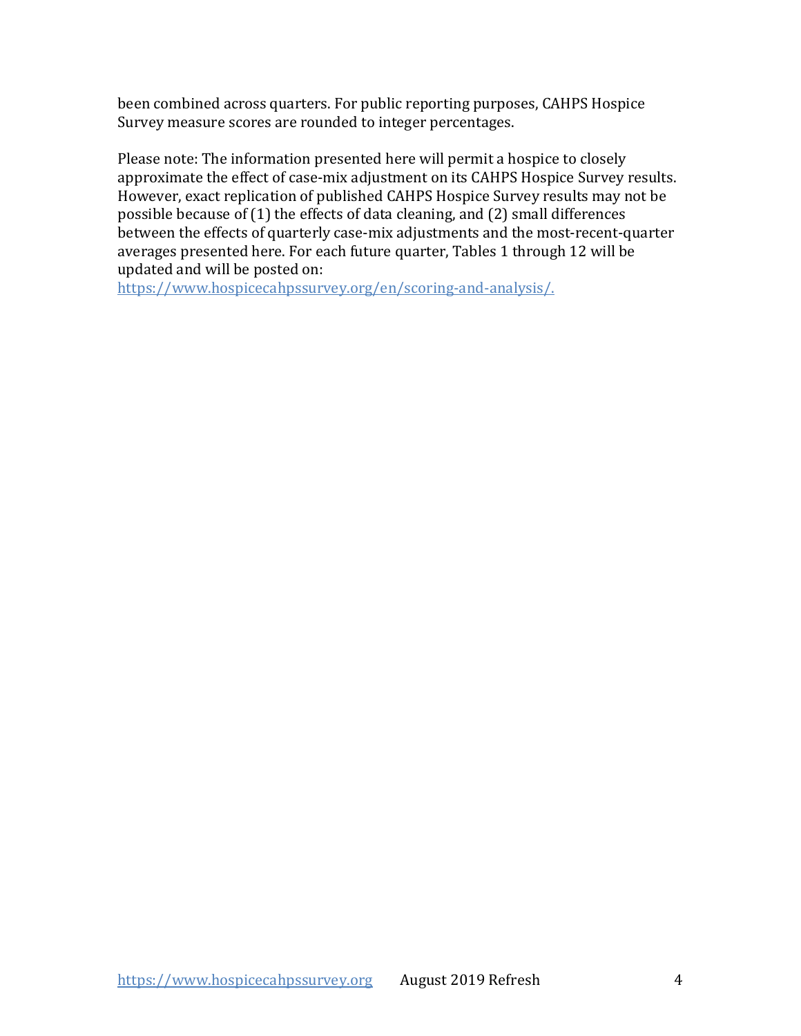been combined across quarters. For public reporting purposes, CAHPS Hospice Survey measure scores are rounded to integer percentages.

Please note: The information presented here will permit a hospice to closely approximate the effect of case-mix adjustment on its CAHPS Hospice Survey results. However, exact replication of published CAHPS Hospice Survey results may not be possible because of (1) the effects of data cleaning, and (2) small differences between the effects of quarterly case-mix adjustments and the most-recent-quarter averages presented here. For each future quarter, Tables 1 through 12 will be updated and will be posted on: https://www.hospicecahpssurvey.org/en/scoring-and-analysis/.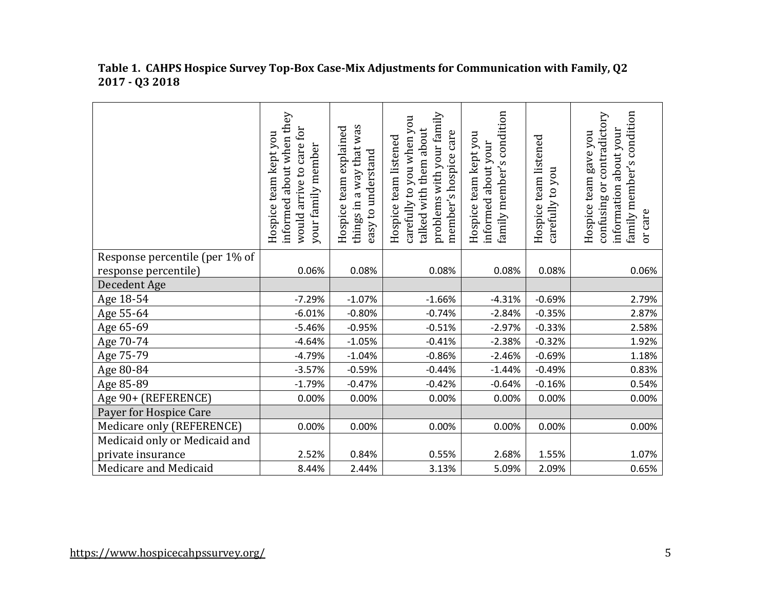**Table 1. CAHPS Hospice Survey Top-Box Case-Mix Adjustments for Communication with Family, Q2 2017 - Q3 2018**

| | Hospice team kept you informed about when they would arrive to care for your family member | Hospice team explained things in a way that was easy to understand | Hospice team listened carefully to you when you talked with them about problems with your family member's hospice care | Hospice team kept you informed about your family member's condition | Hospice team listened carefully to you | Hospice team gave you confusing or contradictory information about your family member's condition or care |
|---|---|---|---|---|---|---|
| Response percentile (per 1% of response percentile) | 0.06% | 0.08% | 0.08% | 0.08% | 0.08% | 0.06% |
| Decedent Age | | | | | | |
| Age 18-54 | -7.29% | -1.07% | -1.66% | -4.31% | -0.69% | 2.79% |
| Age 55-64 | -6.01% | -0.80% | -0.74% | -2.84% | -0.35% | 2.87% |
| Age 65-69 | -5.46% | -0.95% | -0.51% | -2.97% | -0.33% | 2.58% |
| Age 70-74 | -4.64% | -1.05% | -0.41% | -2.38% | -0.32% | 1.92% |
| Age 75-79 | -4.79% | -1.04% | -0.86% | -2.46% | -0.69% | 1.18% |
| Age 80-84 | -3.57% | -0.59% | -0.44% | -1.44% | -0.49% | 0.83% |
| Age 85-89 | -1.79% | -0.47% | -0.42% | -0.64% | -0.16% | 0.54% |
| Age 90+ (REFERENCE) | 0.00% | 0.00% | 0.00% | 0.00% | 0.00% | 0.00% |
| Payer for Hospice Care | | | | | | |
| Medicare only (REFERENCE) | 0.00% | 0.00% | 0.00% | 0.00% | 0.00% | 0.00% |
| Medicaid only or Medicaid and private insurance | 2.52% | 0.84% | 0.55% | 2.68% | 1.55% | 1.07% |
| Medicare and Medicaid | 8.44% | 2.44% | 3.13% | 5.09% | 2.09% | 0.65% |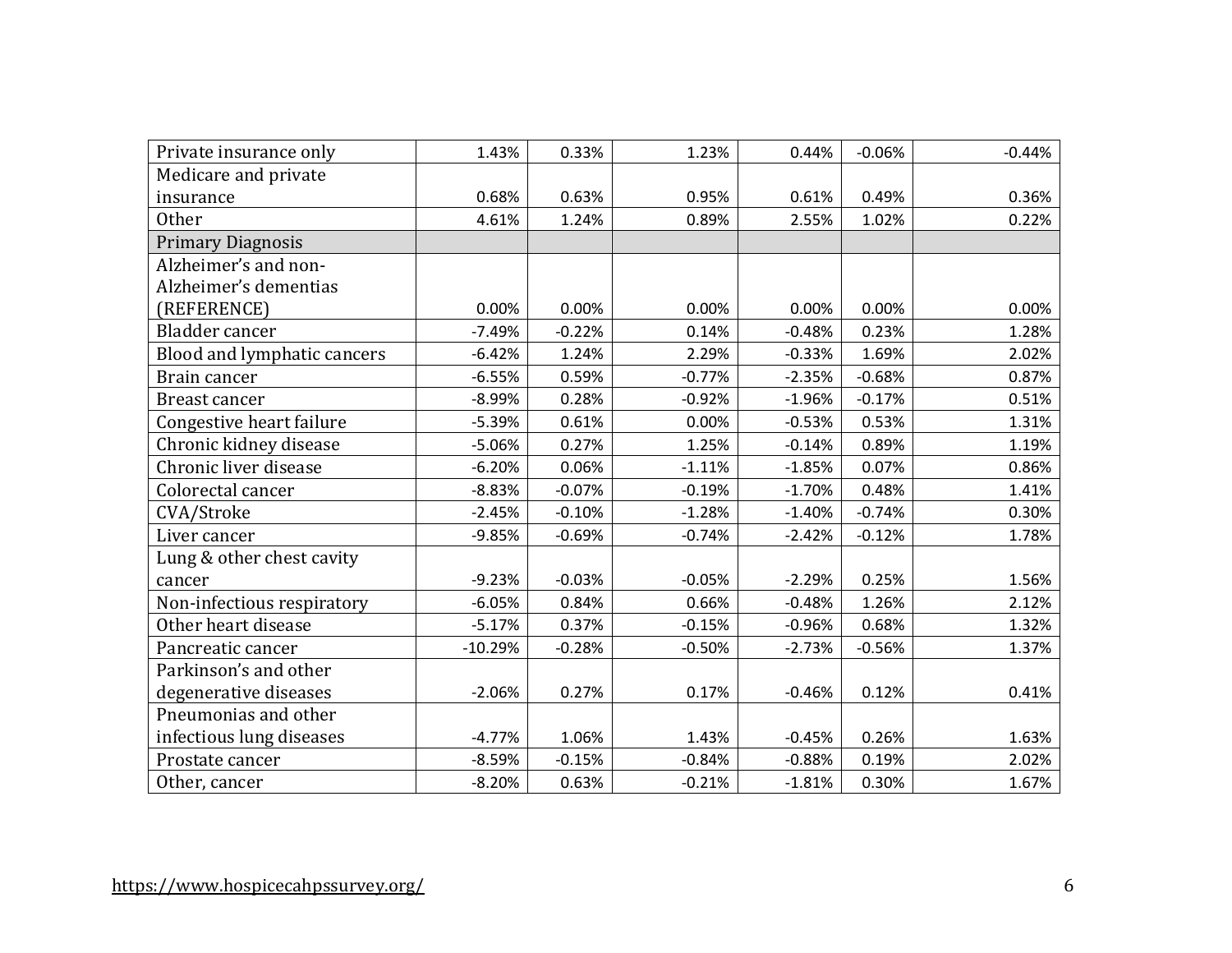| | | | | | | |
|---|---|---|---|---|---|---|
| Private insurance only | 1.43% | 0.33% | 1.23% | 0.44% | -0.06% | -0.44% |
| Medicare and private insurance | 0.68% | 0.63% | 0.95% | 0.61% | 0.49% | 0.36% |
| Other | 4.61% | 1.24% | 0.89% | 2.55% | 1.02% | 0.22% |
| Primary Diagnosis | | | | | | |
| Alzheimer’s and non-Alzheimer’s dementias (REFERENCE) | 0.00% | 0.00% | 0.00% | 0.00% | 0.00% | 0.00% |
| Bladder cancer | -7.49% | -0.22% | 0.14% | -0.48% | 0.23% | 1.28% |
| Blood and lymphatic cancers | -6.42% | 1.24% | 2.29% | -0.33% | 1.69% | 2.02% |
| Brain cancer | -6.55% | 0.59% | -0.77% | -2.35% | -0.68% | 0.87% |
| Breast cancer | -8.99% | 0.28% | -0.92% | -1.96% | -0.17% | 0.51% |
| Congestive heart failure | -5.39% | 0.61% | 0.00% | -0.53% | 0.53% | 1.31% |
| Chronic kidney disease | -5.06% | 0.27% | 1.25% | -0.14% | 0.89% | 1.19% |
| Chronic liver disease | -6.20% | 0.06% | -1.11% | -1.85% | 0.07% | 0.86% |
| Colorectal cancer | -8.83% | -0.07% | -0.19% | -1.70% | 0.48% | 1.41% |
| CVA/Stroke | -2.45% | -0.10% | -1.28% | -1.40% | -0.74% | 0.30% |
| Liver cancer | -9.85% | -0.69% | -0.74% | -2.42% | -0.12% | 1.78% |
| Lung & other chest cavity cancer | -9.23% | -0.03% | -0.05% | -2.29% | 0.25% | 1.56% |
| Non-infectious respiratory | -6.05% | 0.84% | 0.66% | -0.48% | 1.26% | 2.12% |
| Other heart disease | -5.17% | 0.37% | -0.15% | -0.96% | 0.68% | 1.32% |
| Pancreatic cancer | -10.29% | -0.28% | -0.50% | -2.73% | -0.56% | 1.37% |
| Parkinson’s and other degenerative diseases | -2.06% | 0.27% | 0.17% | -0.46% | 0.12% | 0.41% |
| Pneumonias and other infectious lung diseases | -4.77% | 1.06% | 1.43% | -0.45% | 0.26% | 1.63% |
| Prostate cancer | -8.59% | -0.15% | -0.84% | -0.88% | 0.19% | 2.02% |
| Other, cancer | -8.20% | 0.63% | -0.21% | -1.81% | 0.30% | 1.67% |

https://www.hospicecahpssurvey.org/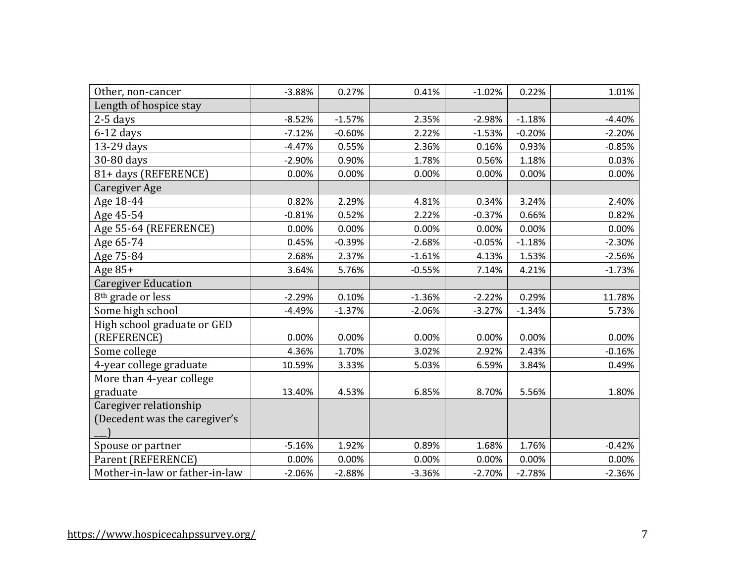| | | | | | | |
|---|---|---|---|---|---|---|
| Other, non-cancer | -3.88% | 0.27% | 0.41% | -1.02% | 0.22% | 1.01% |
| Length of hospice stay | | | | | | |
| 2-5 days | -8.52% | -1.57% | 2.35% | -2.98% | -1.18% | -4.40% |
| 6-12 days | -7.12% | -0.60% | 2.22% | -1.53% | -0.20% | -2.20% |
| 13-29 days | -4.47% | 0.55% | 2.36% | 0.16% | 0.93% | -0.85% |
| 30-80 days | -2.90% | 0.90% | 1.78% | 0.56% | 1.18% | 0.03% |
| 81+ days (REFERENCE) | 0.00% | 0.00% | 0.00% | 0.00% | 0.00% | 0.00% |
| Caregiver Age | | | | | | |
| Age 18-44 | 0.82% | 2.29% | 4.81% | 0.34% | 3.24% | 2.40% |
| Age 45-54 | -0.81% | 0.52% | 2.22% | -0.37% | 0.66% | 0.82% |
| Age 55-64 (REFERENCE) | 0.00% | 0.00% | 0.00% | 0.00% | 0.00% | 0.00% |
| Age 65-74 | 0.45% | -0.39% | -2.68% | -0.05% | -1.18% | -2.30% |
| Age 75-84 | 2.68% | 2.37% | -1.61% | 4.13% | 1.53% | -2.56% |
| Age 85+ | 3.64% | 5.76% | -0.55% | 7.14% | 4.21% | -1.73% |
| Caregiver Education | | | | | | |
| 8th grade or less | -2.29% | 0.10% | -1.36% | -2.22% | 0.29% | 11.78% |
| Some high school | -4.49% | -1.37% | -2.06% | -3.27% | -1.34% | 5.73% |
| High school graduate or GED (REFERENCE) | 0.00% | 0.00% | 0.00% | 0.00% | 0.00% | 0.00% |
| Some college | 4.36% | 1.70% | 3.02% | 2.92% | 2.43% | -0.16% |
| 4-year college graduate | 10.59% | 3.33% | 5.03% | 6.59% | 3.84% | 0.49% |
| More than 4-year college graduate | 13.40% | 4.53% | 6.85% | 8.70% | 5.56% | 1.80% |
| Caregiver relationship (Decedent was the caregiver's ___) | | | | | | |
| Spouse or partner | -5.16% | 1.92% | 0.89% | 1.68% | 1.76% | -0.42% |
| Parent (REFERENCE) | 0.00% | 0.00% | 0.00% | 0.00% | 0.00% | 0.00% |
| Mother-in-law or father-in-law | -2.06% | -2.88% | -3.36% | -2.70% | -2.78% | -2.36% |

https://www.hospicecahpssurvey.org/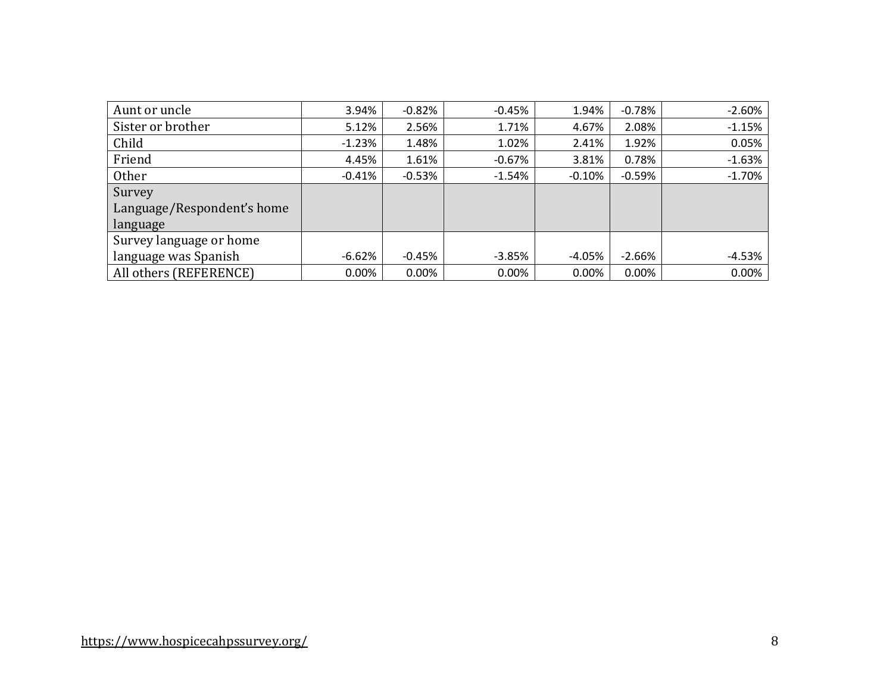| | | | | | | |
|---|---|---|---|---|---|---|
| Aunt or uncle | 3.94% | -0.82% | -0.45% | 1.94% | -0.78% | -2.60% |
| Sister or brother | 5.12% | 2.56% | 1.71% | 4.67% | 2.08% | -1.15% |
| Child | -1.23% | 1.48% | 1.02% | 2.41% | 1.92% | 0.05% |
| Friend | 4.45% | 1.61% | -0.67% | 3.81% | 0.78% | -1.63% |
| Other | -0.41% | -0.53% | -1.54% | -0.10% | -0.59% | -1.70% |
| Survey Language/Respondent's home language | | | | | | |
| Survey language or home language was Spanish | -6.62% | -0.45% | -3.85% | -4.05% | -2.66% | -4.53% |
| All others (REFERENCE) | 0.00% | 0.00% | 0.00% | 0.00% | 0.00% | 0.00% |

https://www.hospicecahpssurvey.org/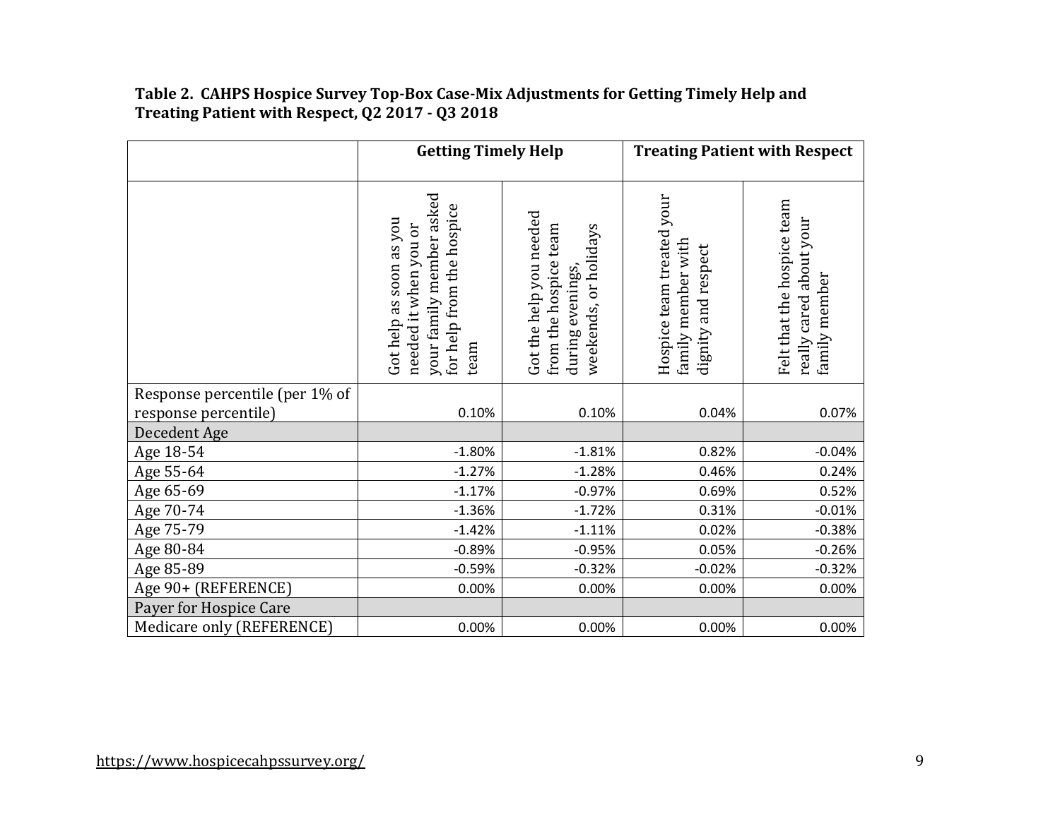**Table 2. CAHPS Hospice Survey Top-Box Case-Mix Adjustments for Getting Timely Help and Treating Patient with Respect, Q2 2017 - Q3 2018**

| | Getting Timely Help | | Treating Patient with Respect | |
|---|---|---|---|---|
| | Got help as soon as you needed it when you or your family member asked for help from the hospice team | Got the help you needed from the hospice team during evenings, weekends, or holidays | Hospice team treated your family member with dignity and respect | Felt that the hospice team really cared about your family member |
| Response percentile (per 1% of response percentile) | 0.10% | 0.10% | 0.04% | 0.07% |
| Decedent Age | | | | |
| Age 18-54 | -1.80% | -1.81% | 0.82% | -0.04% |
| Age 55-64 | -1.27% | -1.28% | 0.46% | 0.24% |
| Age 65-69 | -1.17% | -0.97% | 0.69% | 0.52% |
| Age 70-74 | -1.36% | -1.72% | 0.31% | -0.01% |
| Age 75-79 | -1.42% | -1.11% | 0.02% | -0.38% |
| Age 80-84 | -0.89% | -0.95% | 0.05% | -0.26% |
| Age 85-89 | -0.59% | -0.32% | -0.02% | -0.32% |
| Age 90+ (REFERENCE) | 0.00% | 0.00% | 0.00% | 0.00% |
| Payer for Hospice Care | | | | |
| Medicare only (REFERENCE) | 0.00% | 0.00% | 0.00% | 0.00% |

https://www.hospicecahpssurvey.org/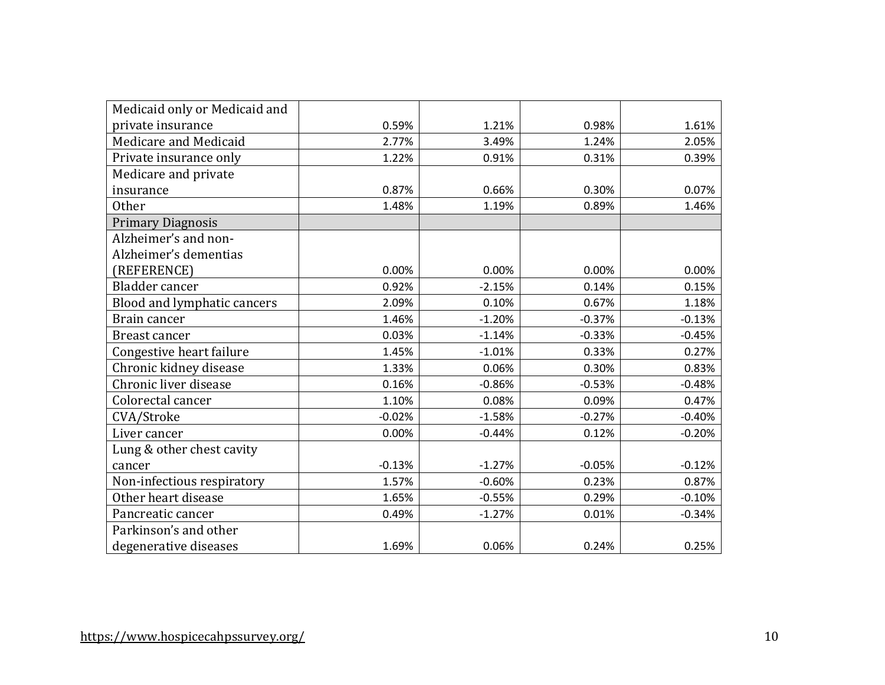| | | | | |
|---|---|---|---|---|
| Medicaid only or Medicaid and private insurance | 0.59% | 1.21% | 0.98% | 1.61% |
| Medicare and Medicaid | 2.77% | 3.49% | 1.24% | 2.05% |
| Private insurance only | 1.22% | 0.91% | 0.31% | 0.39% |
| Medicare and private insurance | 0.87% | 0.66% | 0.30% | 0.07% |
| Other | 1.48% | 1.19% | 0.89% | 1.46% |
| Primary Diagnosis | | | | |
| Alzheimer’s and non-Alzheimer’s dementias (REFERENCE) | 0.00% | 0.00% | 0.00% | 0.00% |
| Bladder cancer | 0.92% | -2.15% | 0.14% | 0.15% |
| Blood and lymphatic cancers | 2.09% | 0.10% | 0.67% | 1.18% |
| Brain cancer | 1.46% | -1.20% | -0.37% | -0.13% |
| Breast cancer | 0.03% | -1.14% | -0.33% | -0.45% |
| Congestive heart failure | 1.45% | -1.01% | 0.33% | 0.27% |
| Chronic kidney disease | 1.33% | 0.06% | 0.30% | 0.83% |
| Chronic liver disease | 0.16% | -0.86% | -0.53% | -0.48% |
| Colorectal cancer | 1.10% | 0.08% | 0.09% | 0.47% |
| CVA/Stroke | -0.02% | -1.58% | -0.27% | -0.40% |
| Liver cancer | 0.00% | -0.44% | 0.12% | -0.20% |
| Lung & other chest cavity cancer | -0.13% | -1.27% | -0.05% | -0.12% |
| Non-infectious respiratory | 1.57% | -0.60% | 0.23% | 0.87% |
| Other heart disease | 1.65% | -0.55% | 0.29% | -0.10% |
| Pancreatic cancer | 0.49% | -1.27% | 0.01% | -0.34% |
| Parkinson’s and other degenerative diseases | 1.69% | 0.06% | 0.24% | 0.25% |

https://www.hospicecahpssurvey.org/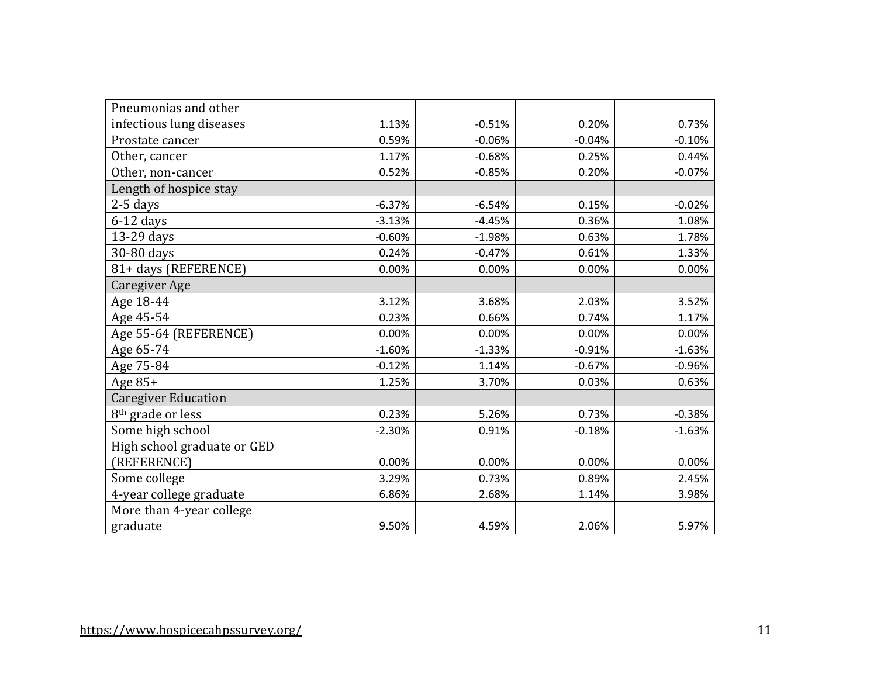| | | | | |
|---|---|---|---|---|
| Pneumonias and other infectious lung diseases | 1.13% | -0.51% | 0.20% | 0.73% |
| Prostate cancer | 0.59% | -0.06% | -0.04% | -0.10% |
| Other, cancer | 1.17% | -0.68% | 0.25% | 0.44% |
| Other, non-cancer | 0.52% | -0.85% | 0.20% | -0.07% |
| Length of hospice stay | | | | |
| 2-5 days | -6.37% | -6.54% | 0.15% | -0.02% |
| 6-12 days | -3.13% | -4.45% | 0.36% | 1.08% |
| 13-29 days | -0.60% | -1.98% | 0.63% | 1.78% |
| 30-80 days | 0.24% | -0.47% | 0.61% | 1.33% |
| 81+ days (REFERENCE) | 0.00% | 0.00% | 0.00% | 0.00% |
| Caregiver Age | | | | |
| Age 18-44 | 3.12% | 3.68% | 2.03% | 3.52% |
| Age 45-54 | 0.23% | 0.66% | 0.74% | 1.17% |
| Age 55-64 (REFERENCE) | 0.00% | 0.00% | 0.00% | 0.00% |
| Age 65-74 | -1.60% | -1.33% | -0.91% | -1.63% |
| Age 75-84 | -0.12% | 1.14% | -0.67% | -0.96% |
| Age 85+ | 1.25% | 3.70% | 0.03% | 0.63% |
| Caregiver Education | | | | |
| 8th grade or less | 0.23% | 5.26% | 0.73% | -0.38% |
| Some high school | -2.30% | 0.91% | -0.18% | -1.63% |
| High school graduate or GED (REFERENCE) | 0.00% | 0.00% | 0.00% | 0.00% |
| Some college | 3.29% | 0.73% | 0.89% | 2.45% |
| 4-year college graduate | 6.86% | 2.68% | 1.14% | 3.98% |
| More than 4-year college graduate | 9.50% | 4.59% | 2.06% | 5.97% |

https://www.hospicecahpssurvey.org/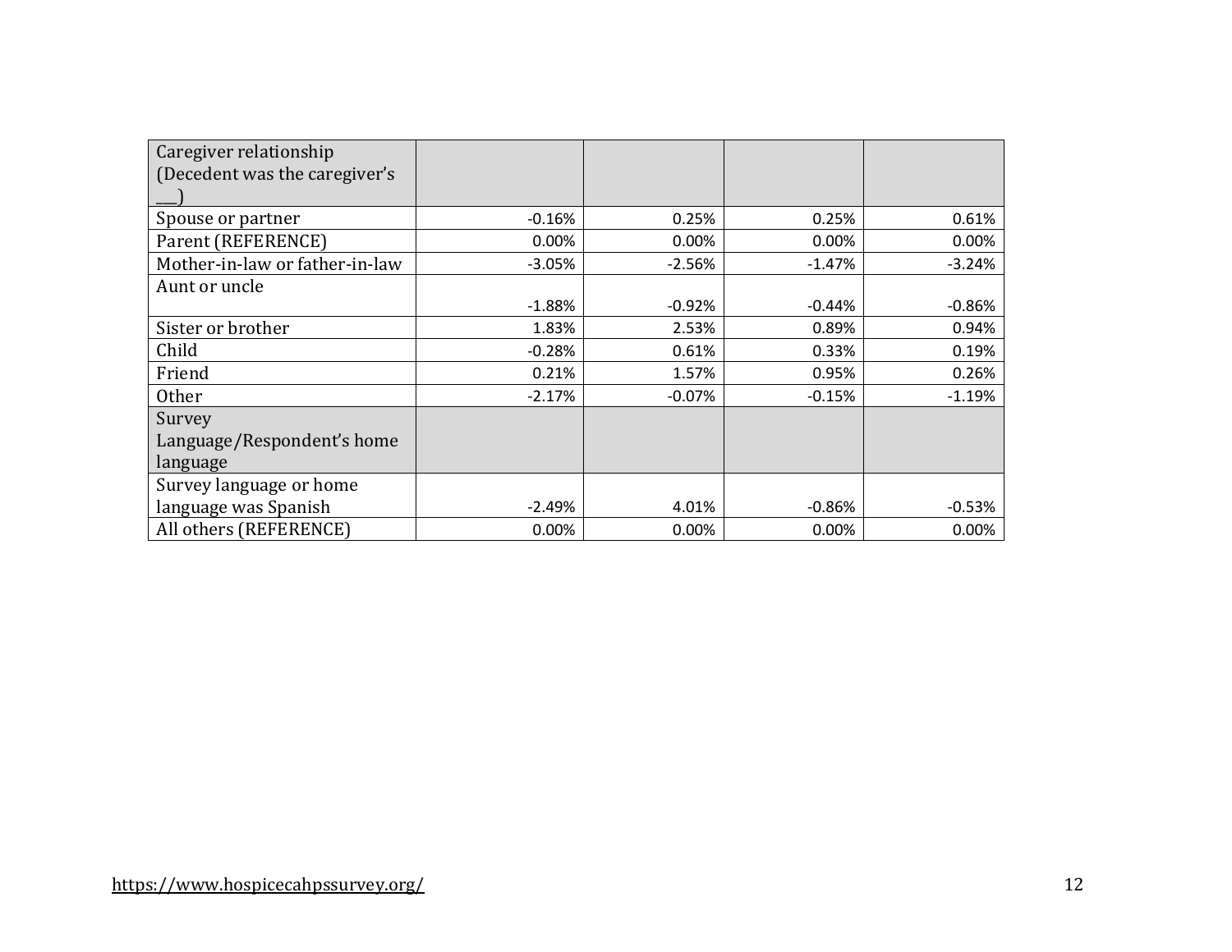| Caregiver relationship (Decedent was the caregiver's ___) | | | | |
|---|---|---|---|---|
| Spouse or partner | -0.16% | 0.25% | 0.25% | 0.61% |
| Parent (REFERENCE) | 0.00% | 0.00% | 0.00% | 0.00% |
| Mother-in-law or father-in-law | -3.05% | -2.56% | -1.47% | -3.24% |
| Aunt or uncle | -1.88% | -0.92% | -0.44% | -0.86% |
| Sister or brother | 1.83% | 2.53% | 0.89% | 0.94% |
| Child | -0.28% | 0.61% | 0.33% | 0.19% |
| Friend | 0.21% | 1.57% | 0.95% | 0.26% |
| Other | -2.17% | -0.07% | -0.15% | -1.19% |
| Survey Language/Respondent's home language | | | | |
| Survey language or home language was Spanish | -2.49% | 4.01% | -0.86% | -0.53% |
| All others (REFERENCE) | 0.00% | 0.00% | 0.00% | 0.00% |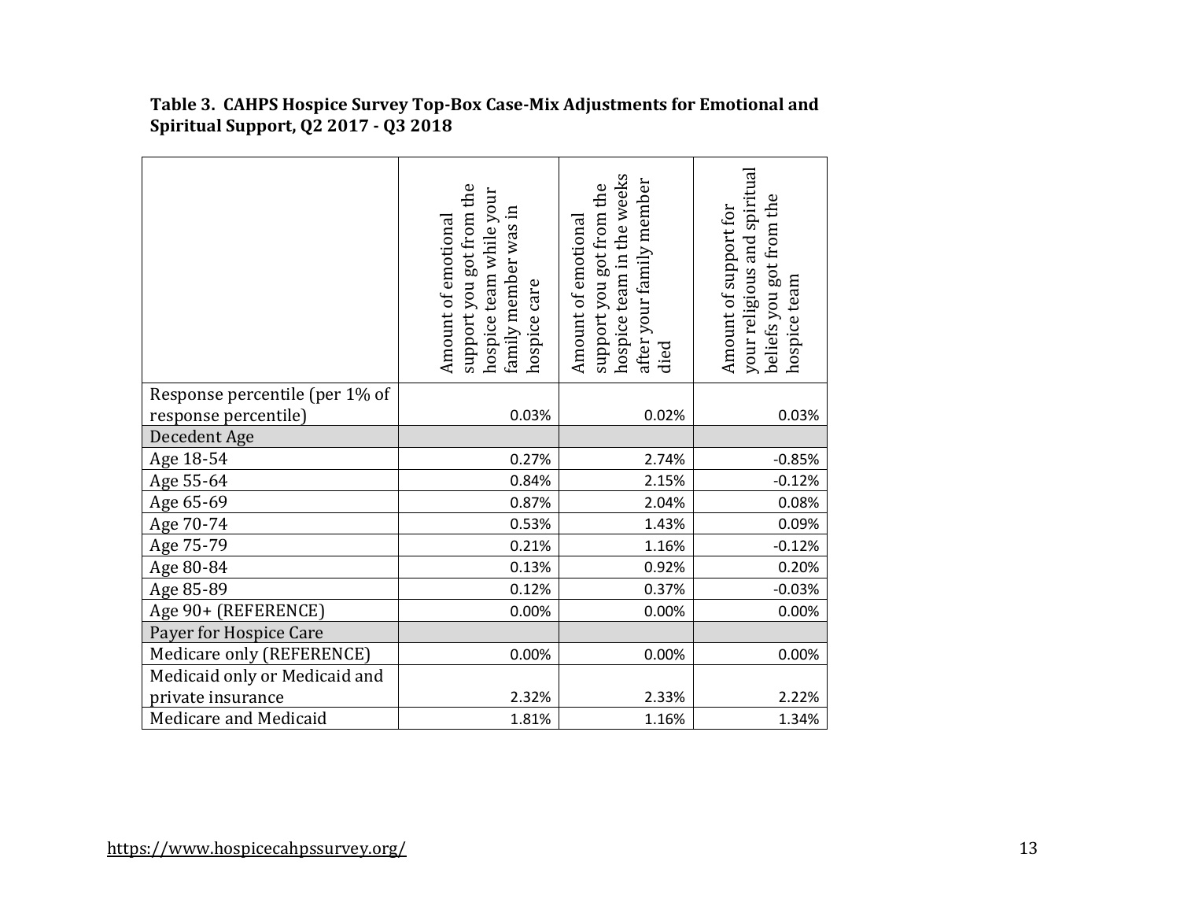**Table 3. CAHPS Hospice Survey Top-Box Case-Mix Adjustments for Emotional and Spiritual Support, Q2 2017 - Q3 2018**

| | Amount of emotional support you got from the hospice team while your family member was in hospice care | Amount of emotional support you got from the hospice team in the weeks after your family member died | Amount of support for your religious and spiritual beliefs you got from the hospice team |
|---|---|---|---|
| Response percentile (per 1% of response percentile) | 0.03% | 0.02% | 0.03% |
| Decedent Age | | | |
| Age 18-54 | 0.27% | 2.74% | -0.85% |
| Age 55-64 | 0.84% | 2.15% | -0.12% |
| Age 65-69 | 0.87% | 2.04% | 0.08% |
| Age 70-74 | 0.53% | 1.43% | 0.09% |
| Age 75-79 | 0.21% | 1.16% | -0.12% |
| Age 80-84 | 0.13% | 0.92% | 0.20% |
| Age 85-89 | 0.12% | 0.37% | -0.03% |
| Age 90+ (REFERENCE) | 0.00% | 0.00% | 0.00% |
| Payer for Hospice Care | | | |
| Medicare only (REFERENCE) | 0.00% | 0.00% | 0.00% |
| Medicaid only or Medicaid and private insurance | 2.32% | 2.33% | 2.22% |
| Medicare and Medicaid | 1.81% | 1.16% | 1.34% |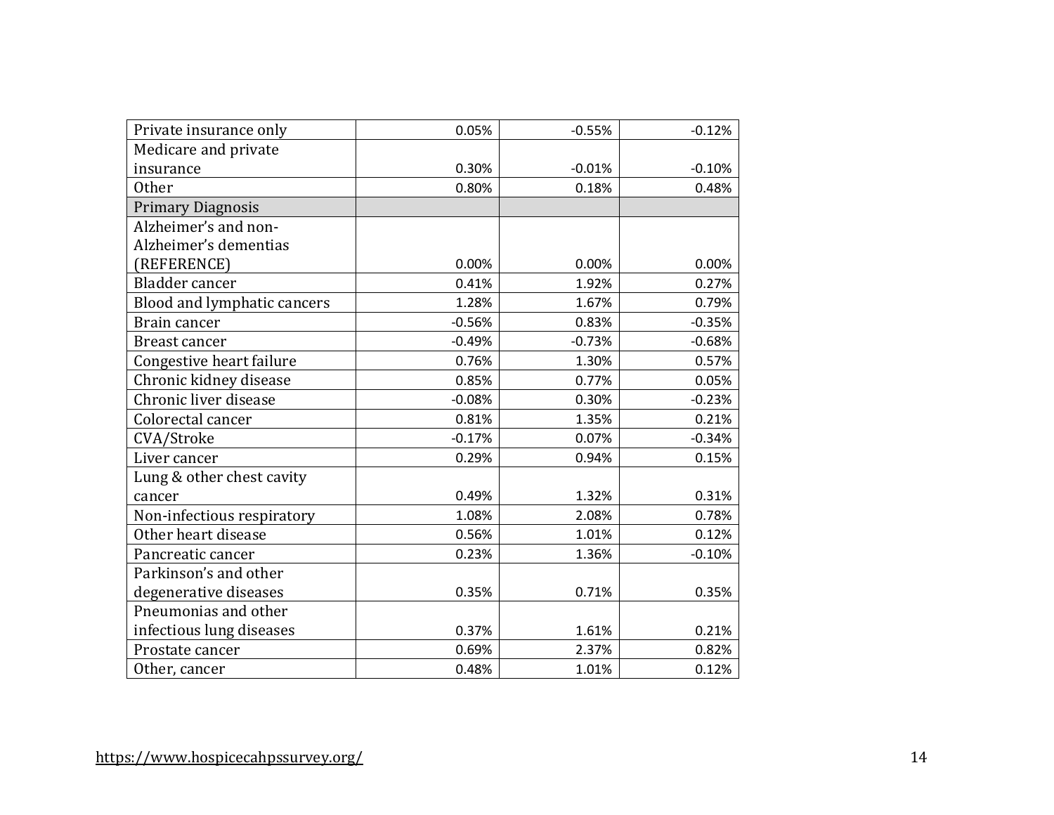| Private insurance only | 0.05% | -0.55% | -0.12% |
|---|---|---|---|
| Medicare and private insurance | 0.30% | -0.01% | -0.10% |
| Other | 0.80% | 0.18% | 0.48% |
| Primary Diagnosis | | | |
| Alzheimer's and non-Alzheimer's dementias (REFERENCE) | 0.00% | 0.00% | 0.00% |
| Bladder cancer | 0.41% | 1.92% | 0.27% |
| Blood and lymphatic cancers | 1.28% | 1.67% | 0.79% |
| Brain cancer | -0.56% | 0.83% | -0.35% |
| Breast cancer | -0.49% | -0.73% | -0.68% |
| Congestive heart failure | 0.76% | 1.30% | 0.57% |
| Chronic kidney disease | 0.85% | 0.77% | 0.05% |
| Chronic liver disease | -0.08% | 0.30% | -0.23% |
| Colorectal cancer | 0.81% | 1.35% | 0.21% |
| CVA/Stroke | -0.17% | 0.07% | -0.34% |
| Liver cancer | 0.29% | 0.94% | 0.15% |
| Lung & other chest cavity cancer | 0.49% | 1.32% | 0.31% |
| Non-infectious respiratory | 1.08% | 2.08% | 0.78% |
| Other heart disease | 0.56% | 1.01% | 0.12% |
| Pancreatic cancer | 0.23% | 1.36% | -0.10% |
| Parkinson's and other degenerative diseases | 0.35% | 0.71% | 0.35% |
| Pneumonias and other infectious lung diseases | 0.37% | 1.61% | 0.21% |
| Prostate cancer | 0.69% | 2.37% | 0.82% |
| Other, cancer | 0.48% | 1.01% | 0.12% |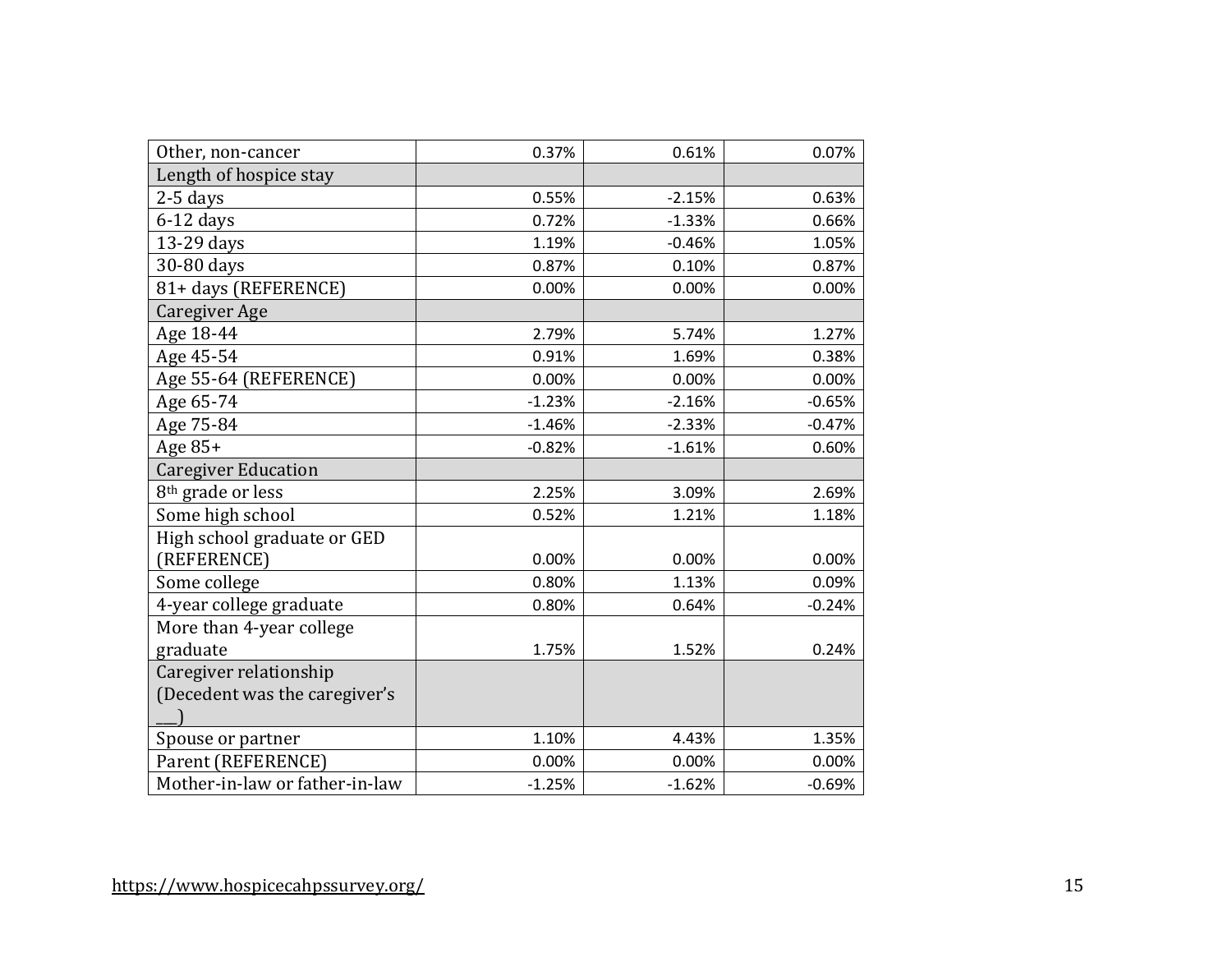| | | | |
|---|---|---|---|
| Other, non-cancer | 0.37% | 0.61% | 0.07% |
| Length of hospice stay | | | |
| 2-5 days | 0.55% | -2.15% | 0.63% |
| 6-12 days | 0.72% | -1.33% | 0.66% |
| 13-29 days | 1.19% | -0.46% | 1.05% |
| 30-80 days | 0.87% | 0.10% | 0.87% |
| 81+ days (REFERENCE) | 0.00% | 0.00% | 0.00% |
| Caregiver Age | | | |
| Age 18-44 | 2.79% | 5.74% | 1.27% |
| Age 45-54 | 0.91% | 1.69% | 0.38% |
| Age 55-64 (REFERENCE) | 0.00% | 0.00% | 0.00% |
| Age 65-74 | -1.23% | -2.16% | -0.65% |
| Age 75-84 | -1.46% | -2.33% | -0.47% |
| Age 85+ | -0.82% | -1.61% | 0.60% |
| Caregiver Education | | | |
| 8th grade or less | 2.25% | 3.09% | 2.69% |
| Some high school | 0.52% | 1.21% | 1.18% |
| High school graduate or GED (REFERENCE) | 0.00% | 0.00% | 0.00% |
| Some college | 0.80% | 1.13% | 0.09% |
| 4-year college graduate | 0.80% | 0.64% | -0.24% |
| More than 4-year college graduate | 1.75% | 1.52% | 0.24% |
| Caregiver relationship (Decedent was the caregiver's ___) | | | |
| Spouse or partner | 1.10% | 4.43% | 1.35% |
| Parent (REFERENCE) | 0.00% | 0.00% | 0.00% |
| Mother-in-law or father-in-law | -1.25% | -1.62% | -0.69% |

https://www.hospicecahpssurvey.org/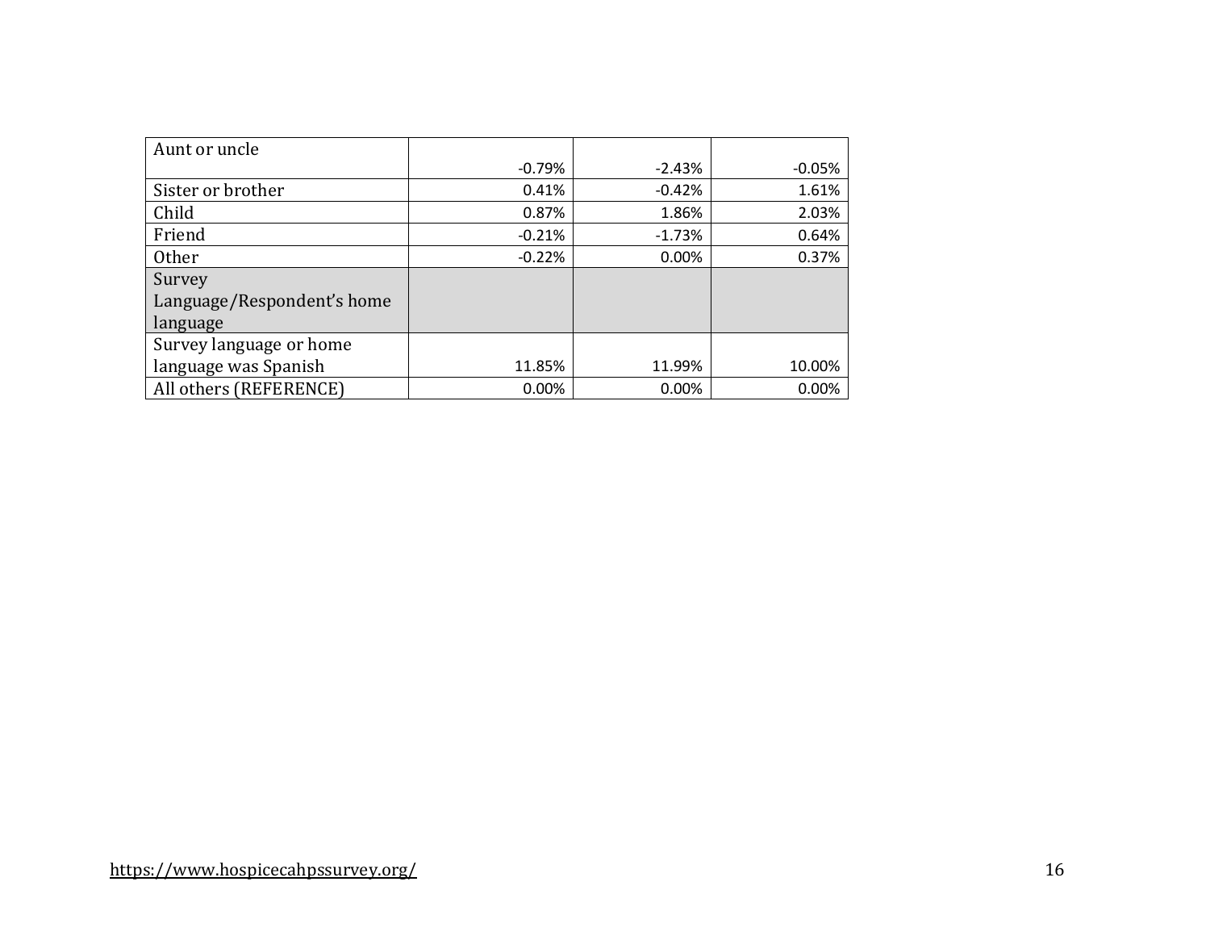| | | | |
|---|---|---|---|
| Aunt or uncle | -0.79% | -2.43% | -0.05% |
| Sister or brother | 0.41% | -0.42% | 1.61% |
| Child | 0.87% | 1.86% | 2.03% |
| Friend | -0.21% | -1.73% | 0.64% |
| Other | -0.22% | 0.00% | 0.37% |
| Survey Language/Respondent's home language | | | |
| Survey language or home language was Spanish | 11.85% | 11.99% | 10.00% |
| All others (REFERENCE) | 0.00% | 0.00% | 0.00% |

https://www.hospicecahpssurvey.org/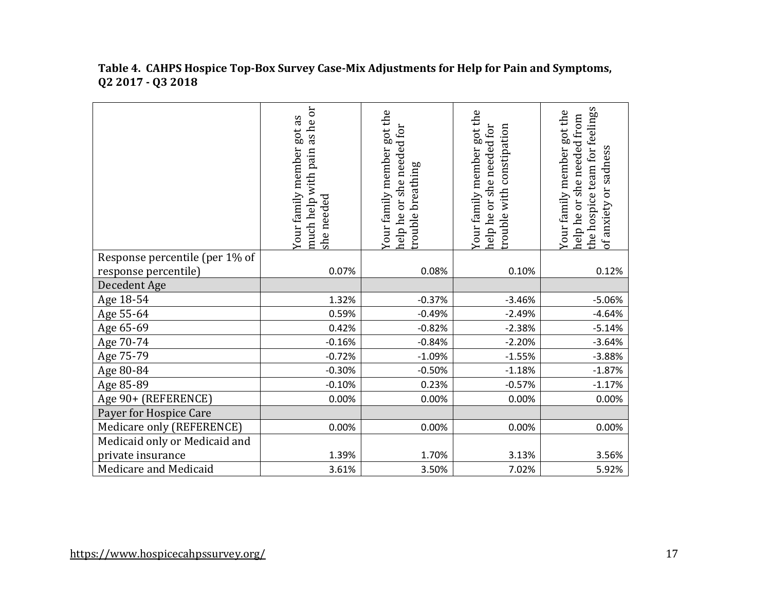**Table 4. CAHPS Hospice Top-Box Survey Case-Mix Adjustments for Help for Pain and Symptoms, Q2 2017 - Q3 2018**

| | Your family member got as much help with pain as he or she needed | Your family member got the help he or she needed for trouble breathing | Your family member got the help he or she needed for trouble with constipation | Your family member got the help he or she needed from the hospice team for feelings of anxiety or sadness |
|---|---|---|---|---|
| Response percentile (per 1% of response percentile) | 0.07% | 0.08% | 0.10% | 0.12% |
| Decedent Age | | | | |
| Age 18-54 | 1.32% | -0.37% | -3.46% | -5.06% |
| Age 55-64 | 0.59% | -0.49% | -2.49% | -4.64% |
| Age 65-69 | 0.42% | -0.82% | -2.38% | -5.14% |
| Age 70-74 | -0.16% | -0.84% | -2.20% | -3.64% |
| Age 75-79 | -0.72% | -1.09% | -1.55% | -3.88% |
| Age 80-84 | -0.30% | -0.50% | -1.18% | -1.87% |
| Age 85-89 | -0.10% | 0.23% | -0.57% | -1.17% |
| Age 90+ (REFERENCE) | 0.00% | 0.00% | 0.00% | 0.00% |
| Payer for Hospice Care | | | | |
| Medicare only (REFERENCE) | 0.00% | 0.00% | 0.00% | 0.00% |
| Medicaid only or Medicaid and private insurance | 1.39% | 1.70% | 3.13% | 3.56% |
| Medicare and Medicaid | 3.61% | 3.50% | 7.02% | 5.92% |

https://www.hospicecahpssurvey.org/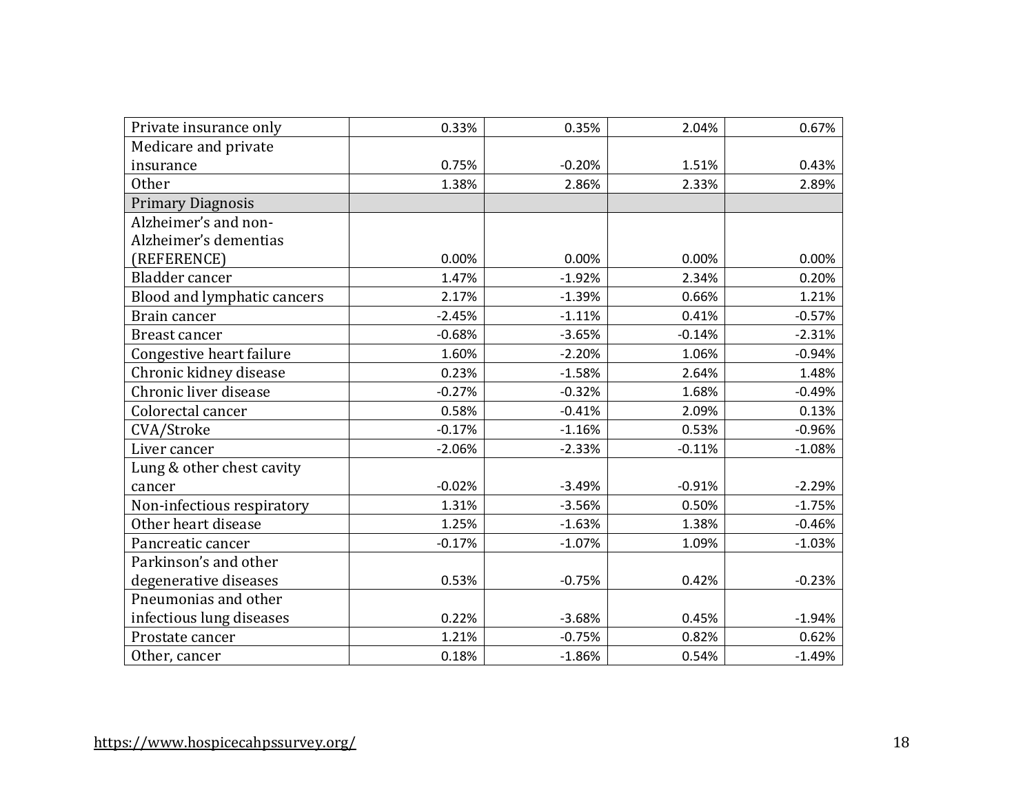| | | | | |
|---|---|---|---|---|
| Private insurance only | 0.33% | 0.35% | 2.04% | 0.67% |
| Medicare and private insurance | 0.75% | -0.20% | 1.51% | 0.43% |
| Other | 1.38% | 2.86% | 2.33% | 2.89% |
| Primary Diagnosis | | | | |
| Alzheimer's and non-Alzheimer's dementias (REFERENCE) | 0.00% | 0.00% | 0.00% | 0.00% |
| Bladder cancer | 1.47% | -1.92% | 2.34% | 0.20% |
| Blood and lymphatic cancers | 2.17% | -1.39% | 0.66% | 1.21% |
| Brain cancer | -2.45% | -1.11% | 0.41% | -0.57% |
| Breast cancer | -0.68% | -3.65% | -0.14% | -2.31% |
| Congestive heart failure | 1.60% | -2.20% | 1.06% | -0.94% |
| Chronic kidney disease | 0.23% | -1.58% | 2.64% | 1.48% |
| Chronic liver disease | -0.27% | -0.32% | 1.68% | -0.49% |
| Colorectal cancer | 0.58% | -0.41% | 2.09% | 0.13% |
| CVA/Stroke | -0.17% | -1.16% | 0.53% | -0.96% |
| Liver cancer | -2.06% | -2.33% | -0.11% | -1.08% |
| Lung & other chest cavity cancer | -0.02% | -3.49% | -0.91% | -2.29% |
| Non-infectious respiratory | 1.31% | -3.56% | 0.50% | -1.75% |
| Other heart disease | 1.25% | -1.63% | 1.38% | -0.46% |
| Pancreatic cancer | -0.17% | -1.07% | 1.09% | -1.03% |
| Parkinson's and other degenerative diseases | 0.53% | -0.75% | 0.42% | -0.23% |
| Pneumonias and other infectious lung diseases | 0.22% | -3.68% | 0.45% | -1.94% |
| Prostate cancer | 1.21% | -0.75% | 0.82% | 0.62% |
| Other, cancer | 0.18% | -1.86% | 0.54% | -1.49% |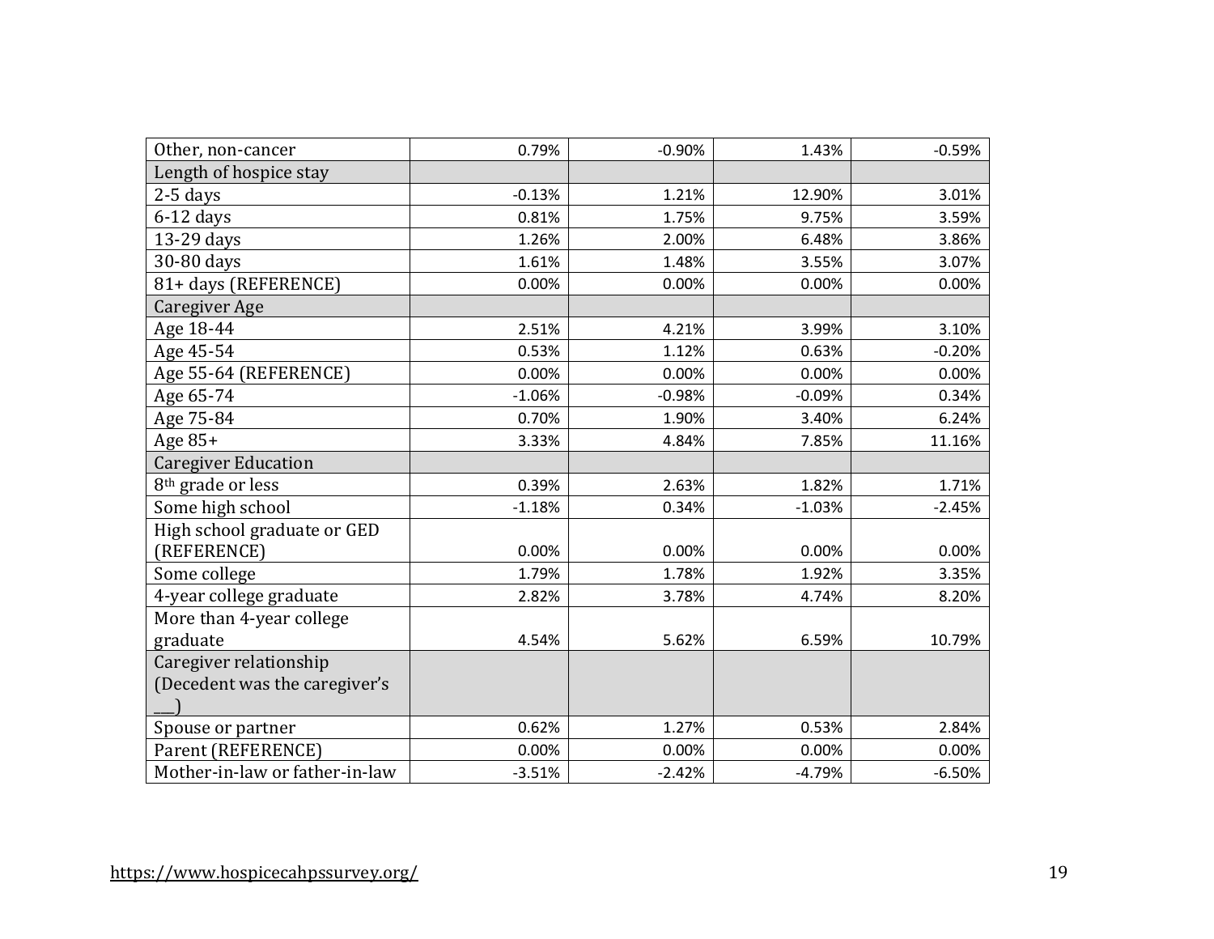| | | | | |
|---|---|---|---|---|
| Other, non-cancer | 0.79% | -0.90% | 1.43% | -0.59% |
| Length of hospice stay | | | | |
| 2-5 days | -0.13% | 1.21% | 12.90% | 3.01% |
| 6-12 days | 0.81% | 1.75% | 9.75% | 3.59% |
| 13-29 days | 1.26% | 2.00% | 6.48% | 3.86% |
| 30-80 days | 1.61% | 1.48% | 3.55% | 3.07% |
| 81+ days (REFERENCE) | 0.00% | 0.00% | 0.00% | 0.00% |
| Caregiver Age | | | | |
| Age 18-44 | 2.51% | 4.21% | 3.99% | 3.10% |
| Age 45-54 | 0.53% | 1.12% | 0.63% | -0.20% |
| Age 55-64 (REFERENCE) | 0.00% | 0.00% | 0.00% | 0.00% |
| Age 65-74 | -1.06% | -0.98% | -0.09% | 0.34% |
| Age 75-84 | 0.70% | 1.90% | 3.40% | 6.24% |
| Age 85+ | 3.33% | 4.84% | 7.85% | 11.16% |
| Caregiver Education | | | | |
| 8th grade or less | 0.39% | 2.63% | 1.82% | 1.71% |
| Some high school | -1.18% | 0.34% | -1.03% | -2.45% |
| High school graduate or GED (REFERENCE) | 0.00% | 0.00% | 0.00% | 0.00% |
| Some college | 1.79% | 1.78% | 1.92% | 3.35% |
| 4-year college graduate | 2.82% | 3.78% | 4.74% | 8.20% |
| More than 4-year college graduate | 4.54% | 5.62% | 6.59% | 10.79% |
| Caregiver relationship (Decedent was the caregiver's ___) | | | | |
| Spouse or partner | 0.62% | 1.27% | 0.53% | 2.84% |
| Parent (REFERENCE) | 0.00% | 0.00% | 0.00% | 0.00% |
| Mother-in-law or father-in-law | -3.51% | -2.42% | -4.79% | -6.50% |

https://www.hospicecahpssurvey.org/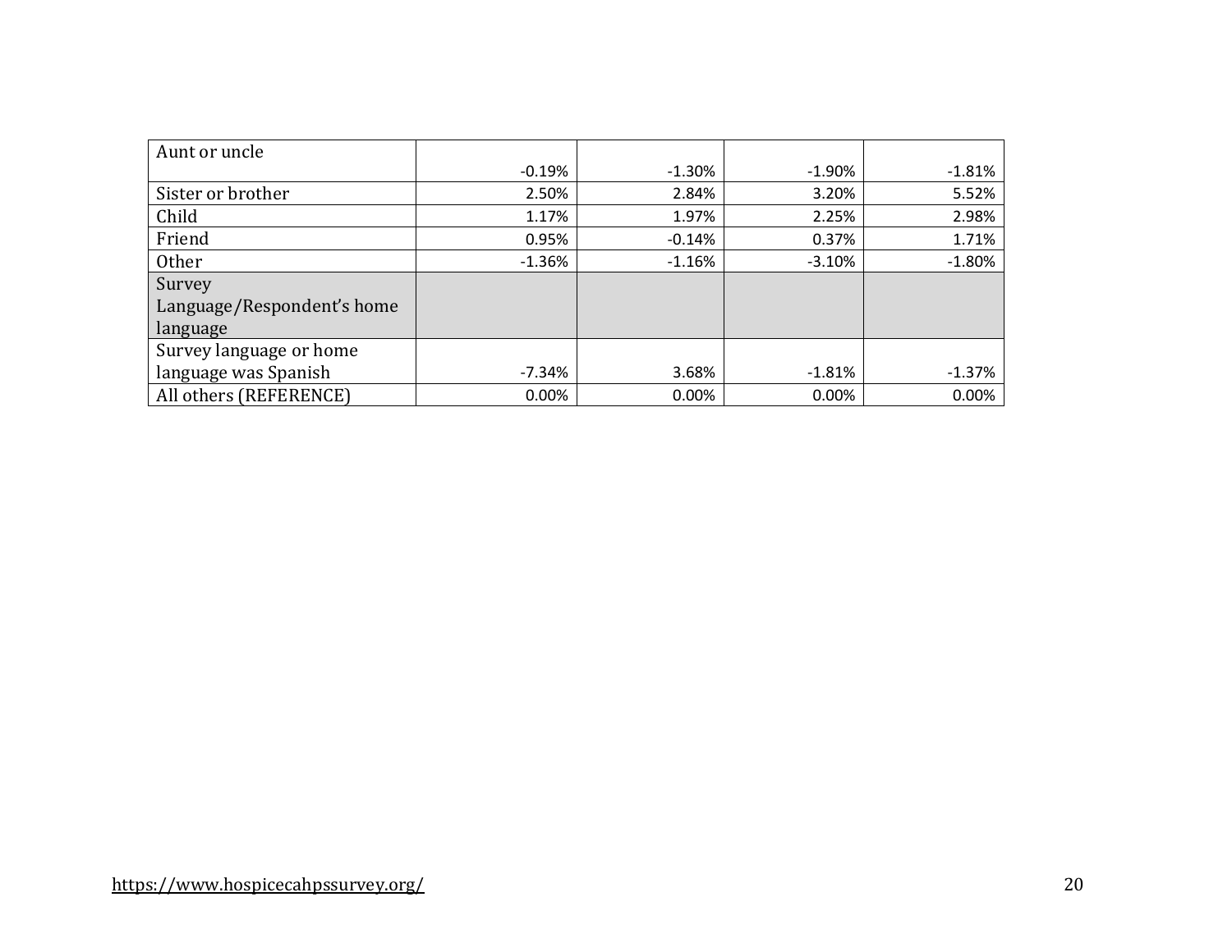| | | | | |
|---|---|---|---|---|
| Aunt or uncle | -0.19% | -1.30% | -1.90% | -1.81% |
| Sister or brother | 2.50% | 2.84% | 3.20% | 5.52% |
| Child | 1.17% | 1.97% | 2.25% | 2.98% |
| Friend | 0.95% | -0.14% | 0.37% | 1.71% |
| Other | -1.36% | -1.16% | -3.10% | -1.80% |
| Survey Language/Respondent's home language | | | | |
| Survey language or home language was Spanish | -7.34% | 3.68% | -1.81% | -1.37% |
| All others (REFERENCE) | 0.00% | 0.00% | 0.00% | 0.00% |

https://www.hospicecahpssurvey.org/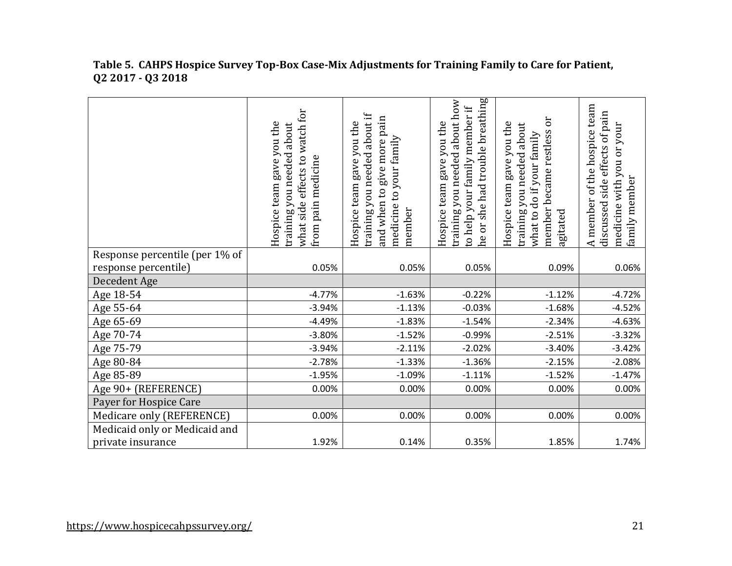**Table 5. CAHPS Hospice Survey Top-Box Case-Mix Adjustments for Training Family to Care for Patient, Q2 2017 - Q3 2018**

| | Hospice team gave you the training you needed about what side effects to watch for from pain medicine | Hospice team gave you the training you needed about if and when to give more pain medicine to your family member | Hospice team gave you the training you needed about how to help your family member if he or she had trouble breathing | Hospice team gave you the training you needed about what to do if your family member became restless or agitated | A member of the hospice team discussed side effects of pain medicine with you or your family member |
|---|---|---|---|---|---|
| Response percentile (per 1% of response percentile) | 0.05% | 0.05% | 0.05% | 0.09% | 0.06% |
| Decedent Age | | | | | |
| Age 18-54 | -4.77% | -1.63% | -0.22% | -1.12% | -4.72% |
| Age 55-64 | -3.94% | -1.13% | -0.03% | -1.68% | -4.52% |
| Age 65-69 | -4.49% | -1.83% | -1.54% | -2.34% | -4.63% |
| Age 70-74 | -3.80% | -1.52% | -0.99% | -2.51% | -3.32% |
| Age 75-79 | -3.94% | -2.11% | -2.02% | -3.40% | -3.42% |
| Age 80-84 | -2.78% | -1.33% | -1.36% | -2.15% | -2.08% |
| Age 85-89 | -1.95% | -1.09% | -1.11% | -1.52% | -1.47% |
| Age 90+ (REFERENCE) | 0.00% | 0.00% | 0.00% | 0.00% | 0.00% |
| Payer for Hospice Care | | | | | |
| Medicare only (REFERENCE) | 0.00% | 0.00% | 0.00% | 0.00% | 0.00% |
| Medicaid only or Medicaid and private insurance | 1.92% | 0.14% | 0.35% | 1.85% | 1.74% |

https://www.hospicecahpssurvey.org/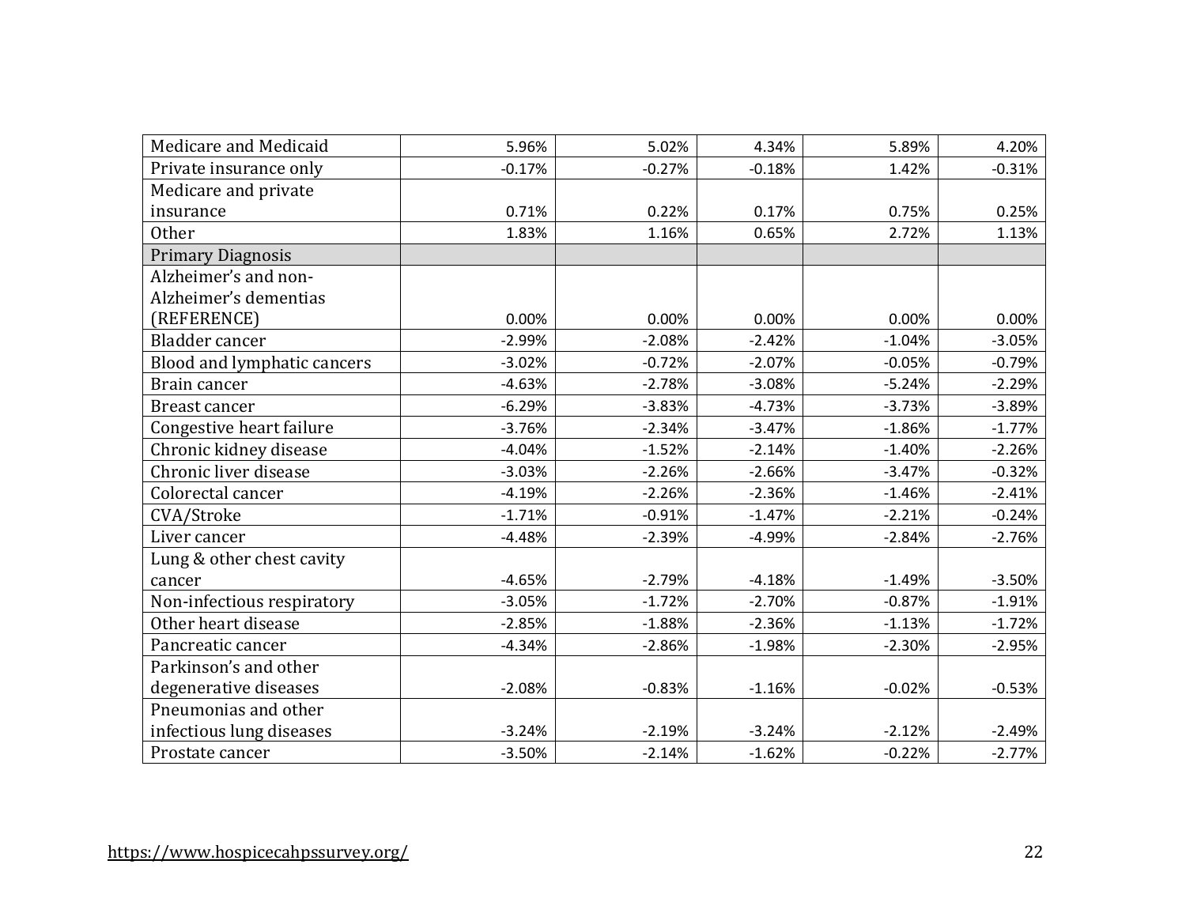| Medicare and Medicaid | 5.96% | 5.02% | 4.34% | 5.89% | 4.20% |
|---|---|---|---|---|---|
| Private insurance only | -0.17% | -0.27% | -0.18% | 1.42% | -0.31% |
| Medicare and private insurance | 0.71% | 0.22% | 0.17% | 0.75% | 0.25% |
| Other | 1.83% | 1.16% | 0.65% | 2.72% | 1.13% |
| Primary Diagnosis | | | | | |
| Alzheimer’s and non-Alzheimer’s dementias (REFERENCE) | 0.00% | 0.00% | 0.00% | 0.00% | 0.00% |
| Bladder cancer | -2.99% | -2.08% | -2.42% | -1.04% | -3.05% |
| Blood and lymphatic cancers | -3.02% | -0.72% | -2.07% | -0.05% | -0.79% |
| Brain cancer | -4.63% | -2.78% | -3.08% | -5.24% | -2.29% |
| Breast cancer | -6.29% | -3.83% | -4.73% | -3.73% | -3.89% |
| Congestive heart failure | -3.76% | -2.34% | -3.47% | -1.86% | -1.77% |
| Chronic kidney disease | -4.04% | -1.52% | -2.14% | -1.40% | -2.26% |
| Chronic liver disease | -3.03% | -2.26% | -2.66% | -3.47% | -0.32% |
| Colorectal cancer | -4.19% | -2.26% | -2.36% | -1.46% | -2.41% |
| CVA/Stroke | -1.71% | -0.91% | -1.47% | -2.21% | -0.24% |
| Liver cancer | -4.48% | -2.39% | -4.99% | -2.84% | -2.76% |
| Lung & other chest cavity cancer | -4.65% | -2.79% | -4.18% | -1.49% | -3.50% |
| Non-infectious respiratory | -3.05% | -1.72% | -2.70% | -0.87% | -1.91% |
| Other heart disease | -2.85% | -1.88% | -2.36% | -1.13% | -1.72% |
| Pancreatic cancer | -4.34% | -2.86% | -1.98% | -2.30% | -2.95% |
| Parkinson’s and other degenerative diseases | -2.08% | -0.83% | -1.16% | -0.02% | -0.53% |
| Pneumonias and other infectious lung diseases | -3.24% | -2.19% | -3.24% | -2.12% | -2.49% |
| Prostate cancer | -3.50% | -2.14% | -1.62% | -0.22% | -2.77% |

https://www.hospicecahpssurvey.org/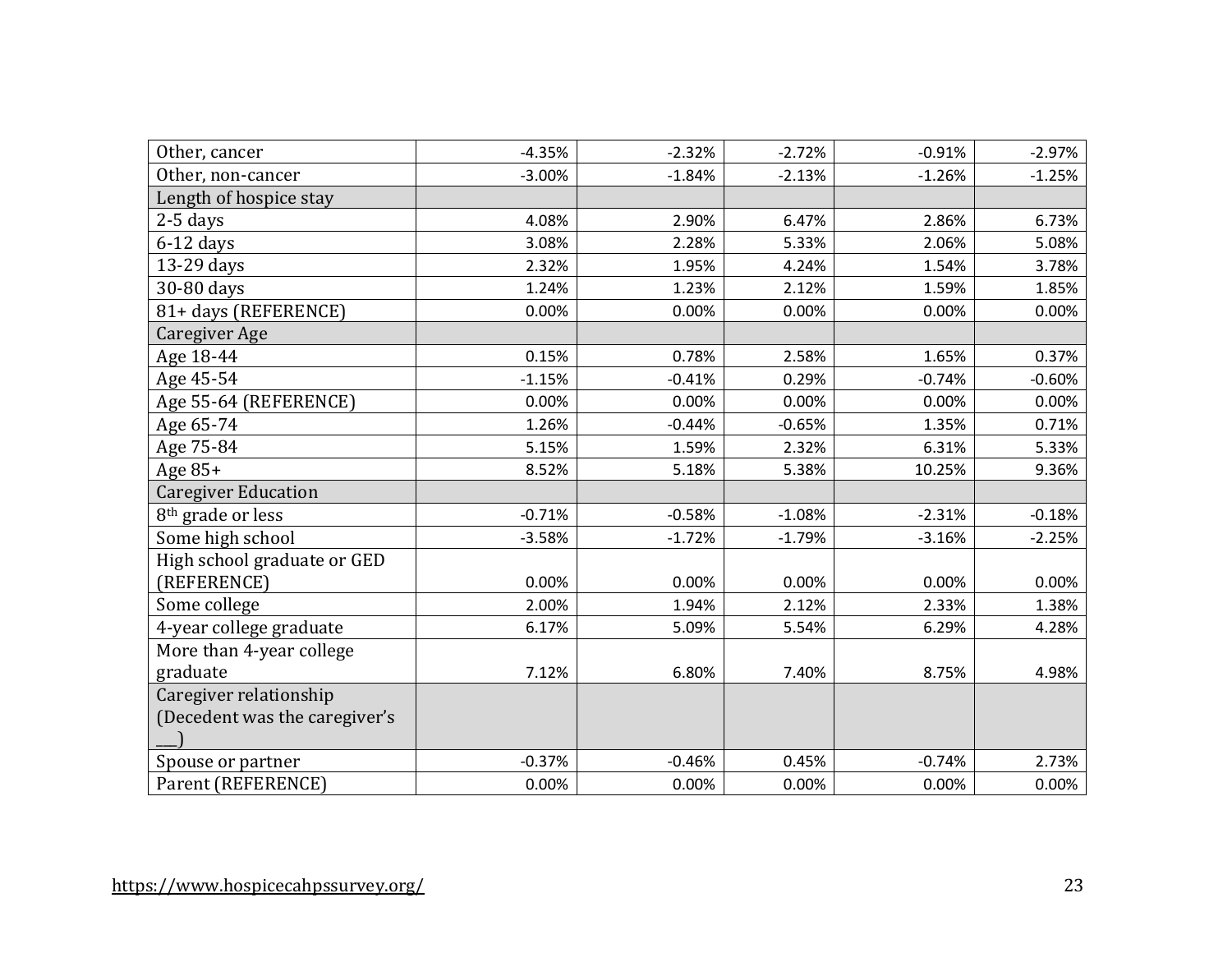| | | | | | |
|---|---|---|---|---|---|
| Other, cancer | -4.35% | -2.32% | -2.72% | -0.91% | -2.97% |
| Other, non-cancer | -3.00% | -1.84% | -2.13% | -1.26% | -1.25% |
| Length of hospice stay | | | | | |
| 2-5 days | 4.08% | 2.90% | 6.47% | 2.86% | 6.73% |
| 6-12 days | 3.08% | 2.28% | 5.33% | 2.06% | 5.08% |
| 13-29 days | 2.32% | 1.95% | 4.24% | 1.54% | 3.78% |
| 30-80 days | 1.24% | 1.23% | 2.12% | 1.59% | 1.85% |
| 81+ days (REFERENCE) | 0.00% | 0.00% | 0.00% | 0.00% | 0.00% |
| Caregiver Age | | | | | |
| Age 18-44 | 0.15% | 0.78% | 2.58% | 1.65% | 0.37% |
| Age 45-54 | -1.15% | -0.41% | 0.29% | -0.74% | -0.60% |
| Age 55-64 (REFERENCE) | 0.00% | 0.00% | 0.00% | 0.00% | 0.00% |
| Age 65-74 | 1.26% | -0.44% | -0.65% | 1.35% | 0.71% |
| Age 75-84 | 5.15% | 1.59% | 2.32% | 6.31% | 5.33% |
| Age 85+ | 8.52% | 5.18% | 5.38% | 10.25% | 9.36% |
| Caregiver Education | | | | | |
| 8th grade or less | -0.71% | -0.58% | -1.08% | -2.31% | -0.18% |
| Some high school | -3.58% | -1.72% | -1.79% | -3.16% | -2.25% |
| High school graduate or GED (REFERENCE) | 0.00% | 0.00% | 0.00% | 0.00% | 0.00% |
| Some college | 2.00% | 1.94% | 2.12% | 2.33% | 1.38% |
| 4-year college graduate | 6.17% | 5.09% | 5.54% | 6.29% | 4.28% |
| More than 4-year college graduate | 7.12% | 6.80% | 7.40% | 8.75% | 4.98% |
| Caregiver relationship (Decedent was the caregiver's ___) | | | | | |
| Spouse or partner | -0.37% | -0.46% | 0.45% | -0.74% | 2.73% |
| Parent (REFERENCE) | 0.00% | 0.00% | 0.00% | 0.00% | 0.00% |

https://www.hospicecahpssurvey.org/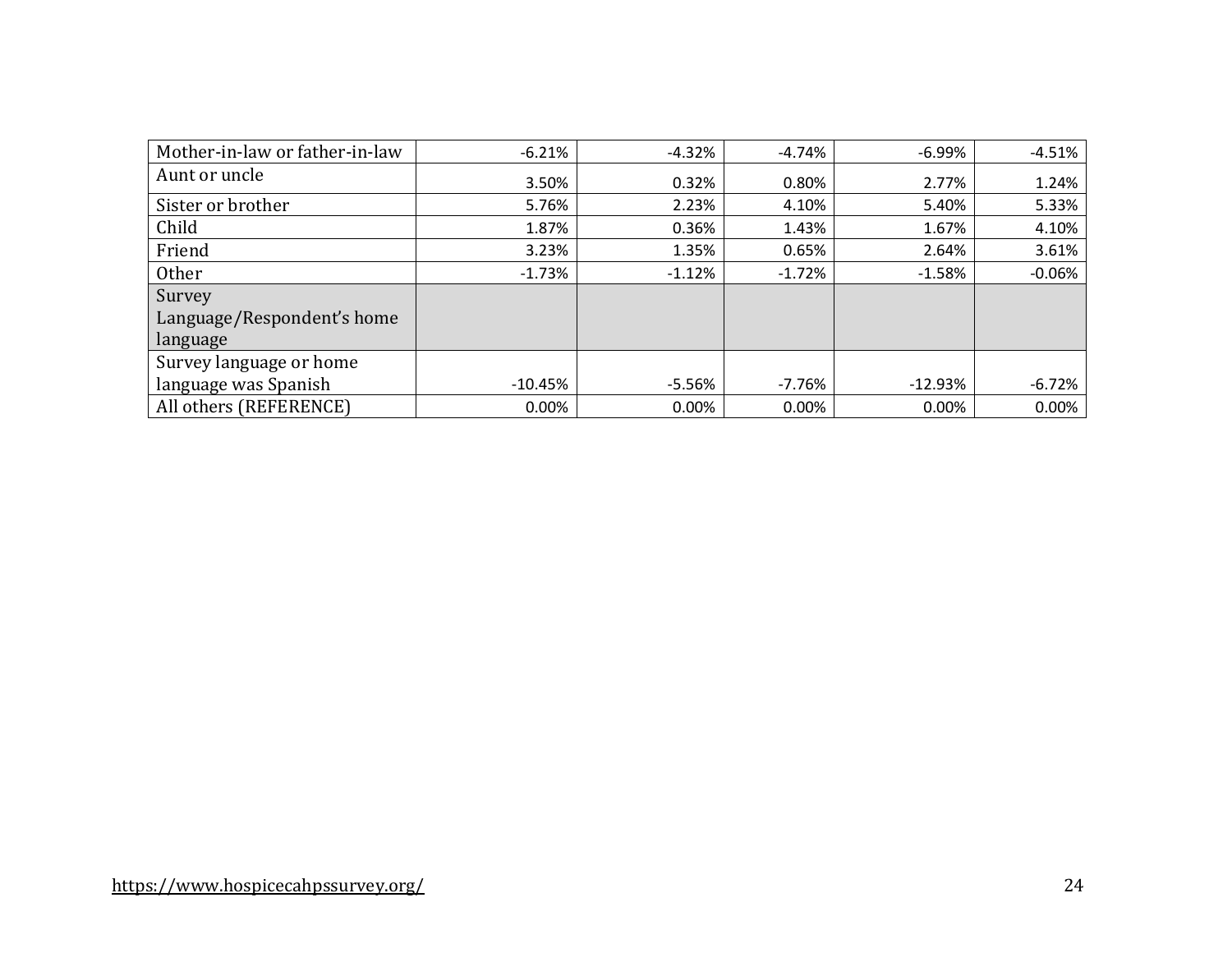| | | | | | |
|---|---|---|---|---|---|
| Mother-in-law or father-in-law | -6.21% | -4.32% | -4.74% | -6.99% | -4.51% |
| Aunt or uncle | 3.50% | 0.32% | 0.80% | 2.77% | 1.24% |
| Sister or brother | 5.76% | 2.23% | 4.10% | 5.40% | 5.33% |
| Child | 1.87% | 0.36% | 1.43% | 1.67% | 4.10% |
| Friend | 3.23% | 1.35% | 0.65% | 2.64% | 3.61% |
| Other | -1.73% | -1.12% | -1.72% | -1.58% | -0.06% |
| Survey Language/Respondent's home language | | | | | |
| Survey language or home language was Spanish | -10.45% | -5.56% | -7.76% | -12.93% | -6.72% |
| All others (REFERENCE) | 0.00% | 0.00% | 0.00% | 0.00% | 0.00% |

https://www.hospicecahpssurvey.org/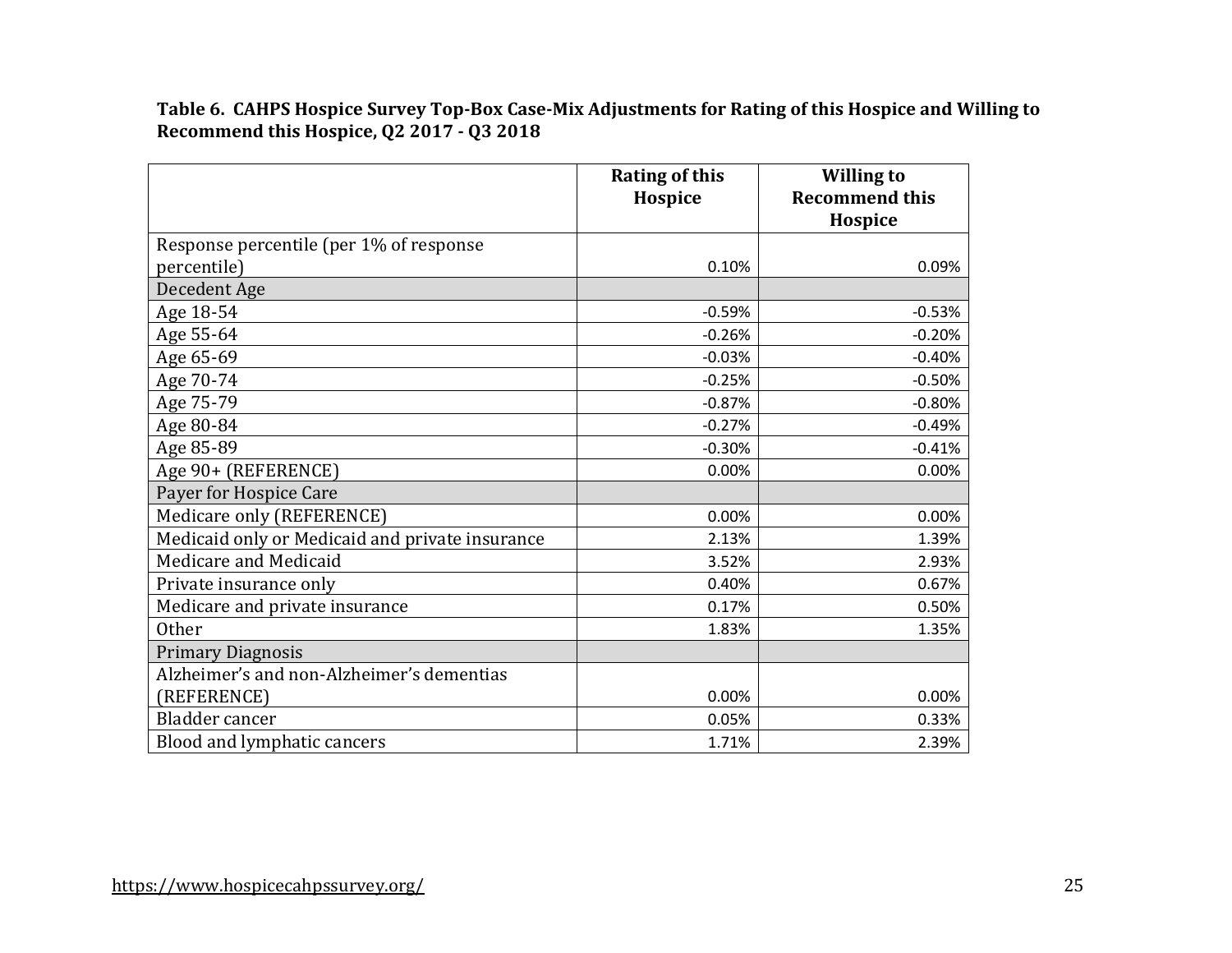**Table 6. CAHPS Hospice Survey Top-Box Case-Mix Adjustments for Rating of this Hospice and Willing to Recommend this Hospice, Q2 2017 - Q3 2018**

| | Rating of this Hospice | Willing to Recommend this Hospice |
|---|---|---|
| Response percentile (per 1% of response percentile) | 0.10% | 0.09% |
| Decedent Age | | |
| Age 18-54 | -0.59% | -0.53% |
| Age 55-64 | -0.26% | -0.20% |
| Age 65-69 | -0.03% | -0.40% |
| Age 70-74 | -0.25% | -0.50% |
| Age 75-79 | -0.87% | -0.80% |
| Age 80-84 | -0.27% | -0.49% |
| Age 85-89 | -0.30% | -0.41% |
| Age 90+ (REFERENCE) | 0.00% | 0.00% |
| Payer for Hospice Care | | |
| Medicare only (REFERENCE) | 0.00% | 0.00% |
| Medicaid only or Medicaid and private insurance | 2.13% | 1.39% |
| Medicare and Medicaid | 3.52% | 2.93% |
| Private insurance only | 0.40% | 0.67% |
| Medicare and private insurance | 0.17% | 0.50% |
| Other | 1.83% | 1.35% |
| Primary Diagnosis | | |
| Alzheimer's and non-Alzheimer's dementias (REFERENCE) | 0.00% | 0.00% |
| Bladder cancer | 0.05% | 0.33% |
| Blood and lymphatic cancers | 1.71% | 2.39% |

https://www.hospicecahpssurvey.org/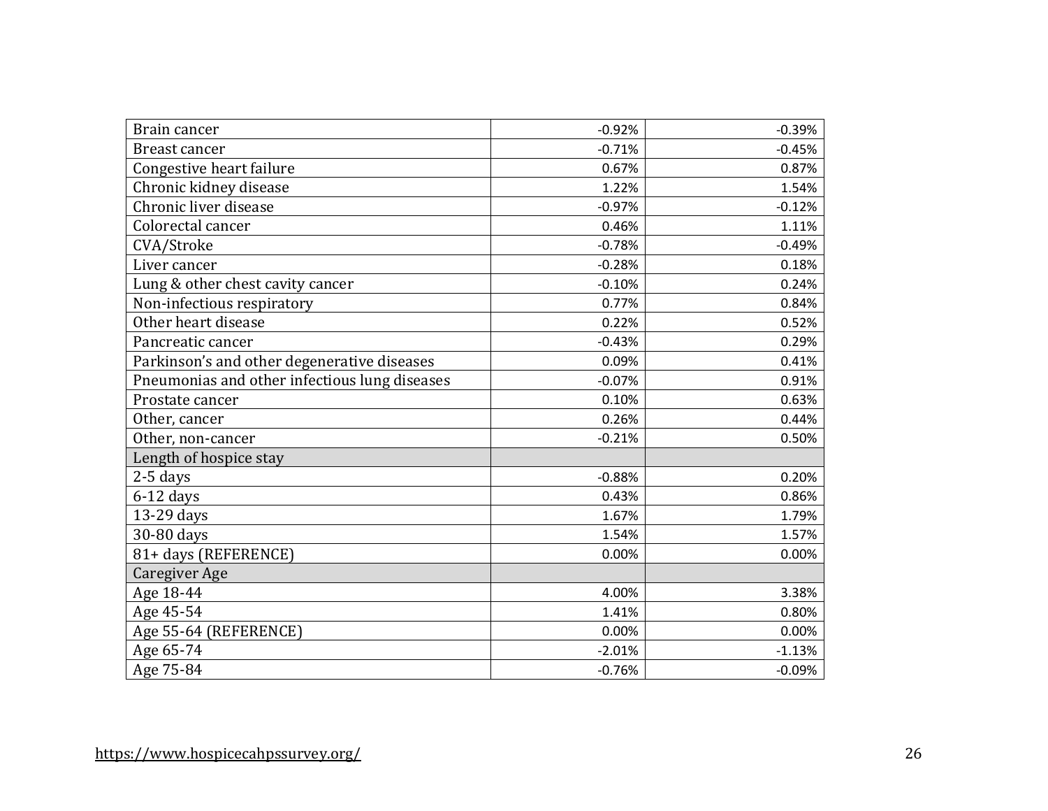| | | |
|---|---|---|
| Brain cancer | -0.92% | -0.39% |
| Breast cancer | -0.71% | -0.45% |
| Congestive heart failure | 0.67% | 0.87% |
| Chronic kidney disease | 1.22% | 1.54% |
| Chronic liver disease | -0.97% | -0.12% |
| Colorectal cancer | 0.46% | 1.11% |
| CVA/Stroke | -0.78% | -0.49% |
| Liver cancer | -0.28% | 0.18% |
| Lung & other chest cavity cancer | -0.10% | 0.24% |
| Non-infectious respiratory | 0.77% | 0.84% |
| Other heart disease | 0.22% | 0.52% |
| Pancreatic cancer | -0.43% | 0.29% |
| Parkinson's and other degenerative diseases | 0.09% | 0.41% |
| Pneumonias and other infectious lung diseases | -0.07% | 0.91% |
| Prostate cancer | 0.10% | 0.63% |
| Other, cancer | 0.26% | 0.44% |
| Other, non-cancer | -0.21% | 0.50% |
| Length of hospice stay | | |
| 2-5 days | -0.88% | 0.20% |
| 6-12 days | 0.43% | 0.86% |
| 13-29 days | 1.67% | 1.79% |
| 30-80 days | 1.54% | 1.57% |
| 81+ days (REFERENCE) | 0.00% | 0.00% |
| Caregiver Age | | |
| Age 18-44 | 4.00% | 3.38% |
| Age 45-54 | 1.41% | 0.80% |
| Age 55-64 (REFERENCE) | 0.00% | 0.00% |
| Age 65-74 | -2.01% | -1.13% |
| Age 75-84 | -0.76% | -0.09% |

https://www.hospicecahpssurvey.org/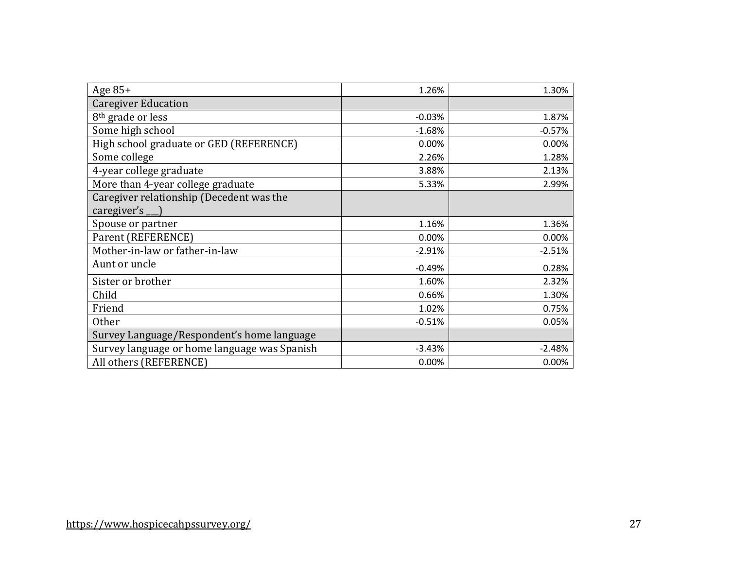| | | |
|---|---|---|
| Age 85+ | 1.26% | 1.30% |
| Caregiver Education | | |
| 8th grade or less | -0.03% | 1.87% |
| Some high school | -1.68% | -0.57% |
| High school graduate or GED (REFERENCE) | 0.00% | 0.00% |
| Some college | 2.26% | 1.28% |
| 4-year college graduate | 3.88% | 2.13% |
| More than 4-year college graduate | 5.33% | 2.99% |
| Caregiver relationship (Decedent was the caregiver's ___) | | |
| Spouse or partner | 1.16% | 1.36% |
| Parent (REFERENCE) | 0.00% | 0.00% |
| Mother-in-law or father-in-law | -2.91% | -2.51% |
| Aunt or uncle | -0.49% | 0.28% |
| Sister or brother | 1.60% | 2.32% |
| Child | 0.66% | 1.30% |
| Friend | 1.02% | 0.75% |
| Other | -0.51% | 0.05% |
| Survey Language/Respondent's home language | | |
| Survey language or home language was Spanish | -3.43% | -2.48% |
| All others (REFERENCE) | 0.00% | 0.00% |

https://www.hospicecahpssurvey.org/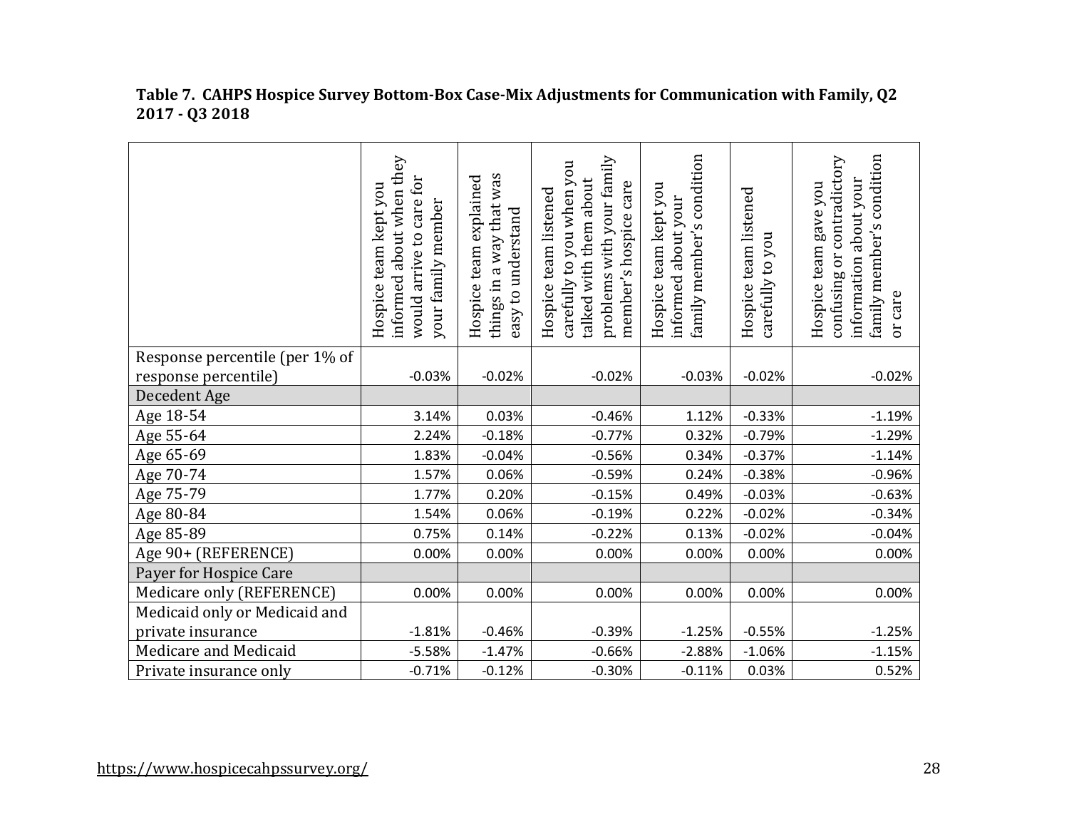**Table 7. CAHPS Hospice Survey Bottom-Box Case-Mix Adjustments for Communication with Family, Q2 2017 - Q3 2018**

| | Hospice team kept you informed about when they would arrive to care for your family member | Hospice team explained things in a way that was easy to understand | Hospice team listened carefully to you when you talked with them about problems with your family member's hospice care | Hospice team kept you informed about your family member's condition | Hospice team listened carefully to you | Hospice team gave you confusing or contradictory information about your family member's condition or care |
|---|---|---|---|---|---|---|
| Response percentile (per 1% of response percentile) | -0.03% | -0.02% | -0.02% | -0.03% | -0.02% | -0.02% |
| Decedent Age | | | | | | |
| Age 18-54 | 3.14% | 0.03% | -0.46% | 1.12% | -0.33% | -1.19% |
| Age 55-64 | 2.24% | -0.18% | -0.77% | 0.32% | -0.79% | -1.29% |
| Age 65-69 | 1.83% | -0.04% | -0.56% | 0.34% | -0.37% | -1.14% |
| Age 70-74 | 1.57% | 0.06% | -0.59% | 0.24% | -0.38% | -0.96% |
| Age 75-79 | 1.77% | 0.20% | -0.15% | 0.49% | -0.03% | -0.63% |
| Age 80-84 | 1.54% | 0.06% | -0.19% | 0.22% | -0.02% | -0.34% |
| Age 85-89 | 0.75% | 0.14% | -0.22% | 0.13% | -0.02% | -0.04% |
| Age 90+ (REFERENCE) | 0.00% | 0.00% | 0.00% | 0.00% | 0.00% | 0.00% |
| Payer for Hospice Care | | | | | | |
| Medicare only (REFERENCE) | 0.00% | 0.00% | 0.00% | 0.00% | 0.00% | 0.00% |
| Medicaid only or Medicaid and private insurance | -1.81% | -0.46% | -0.39% | -1.25% | -0.55% | -1.25% |
| Medicare and Medicaid | -5.58% | -1.47% | -0.66% | -2.88% | -1.06% | -1.15% |
| Private insurance only | -0.71% | -0.12% | -0.30% | -0.11% | 0.03% | 0.52% |

https://www.hospicecahpssurvey.org/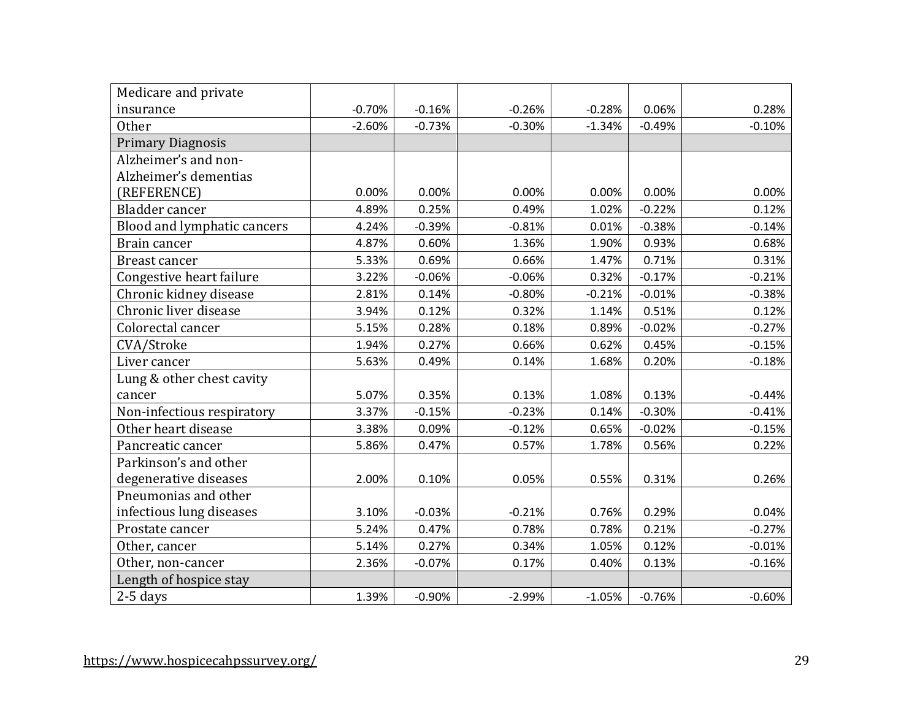| | | | | | | |
|---|---|---|---|---|---|---|
| Medicare and private insurance | -0.70% | -0.16% | -0.26% | -0.28% | 0.06% | 0.28% |
| Other | -2.60% | -0.73% | -0.30% | -1.34% | -0.49% | -0.10% |
| Primary Diagnosis | | | | | | |
| Alzheimer's and non-Alzheimer's dementias (REFERENCE) | 0.00% | 0.00% | 0.00% | 0.00% | 0.00% | 0.00% |
| Bladder cancer | 4.89% | 0.25% | 0.49% | 1.02% | -0.22% | 0.12% |
| Blood and lymphatic cancers | 4.24% | -0.39% | -0.81% | 0.01% | -0.38% | -0.14% |
| Brain cancer | 4.87% | 0.60% | 1.36% | 1.90% | 0.93% | 0.68% |
| Breast cancer | 5.33% | 0.69% | 0.66% | 1.47% | 0.71% | 0.31% |
| Congestive heart failure | 3.22% | -0.06% | -0.06% | 0.32% | -0.17% | -0.21% |
| Chronic kidney disease | 2.81% | 0.14% | -0.80% | -0.21% | -0.01% | -0.38% |
| Chronic liver disease | 3.94% | 0.12% | 0.32% | 1.14% | 0.51% | 0.12% |
| Colorectal cancer | 5.15% | 0.28% | 0.18% | 0.89% | -0.02% | -0.27% |
| CVA/Stroke | 1.94% | 0.27% | 0.66% | 0.62% | 0.45% | -0.15% |
| Liver cancer | 5.63% | 0.49% | 0.14% | 1.68% | 0.20% | -0.18% |
| Lung & other chest cavity cancer | 5.07% | 0.35% | 0.13% | 1.08% | 0.13% | -0.44% |
| Non-infectious respiratory | 3.37% | -0.15% | -0.23% | 0.14% | -0.30% | -0.41% |
| Other heart disease | 3.38% | 0.09% | -0.12% | 0.65% | -0.02% | -0.15% |
| Pancreatic cancer | 5.86% | 0.47% | 0.57% | 1.78% | 0.56% | 0.22% |
| Parkinson's and other degenerative diseases | 2.00% | 0.10% | 0.05% | 0.55% | 0.31% | 0.26% |
| Pneumonias and other infectious lung diseases | 3.10% | -0.03% | -0.21% | 0.76% | 0.29% | 0.04% |
| Prostate cancer | 5.24% | 0.47% | 0.78% | 0.78% | 0.21% | -0.27% |
| Other, cancer | 5.14% | 0.27% | 0.34% | 1.05% | 0.12% | -0.01% |
| Other, non-cancer | 2.36% | -0.07% | 0.17% | 0.40% | 0.13% | -0.16% |
| Length of hospice stay | | | | | | |
| 2-5 days | 1.39% | -0.90% | -2.99% | -1.05% | -0.76% | -0.60% |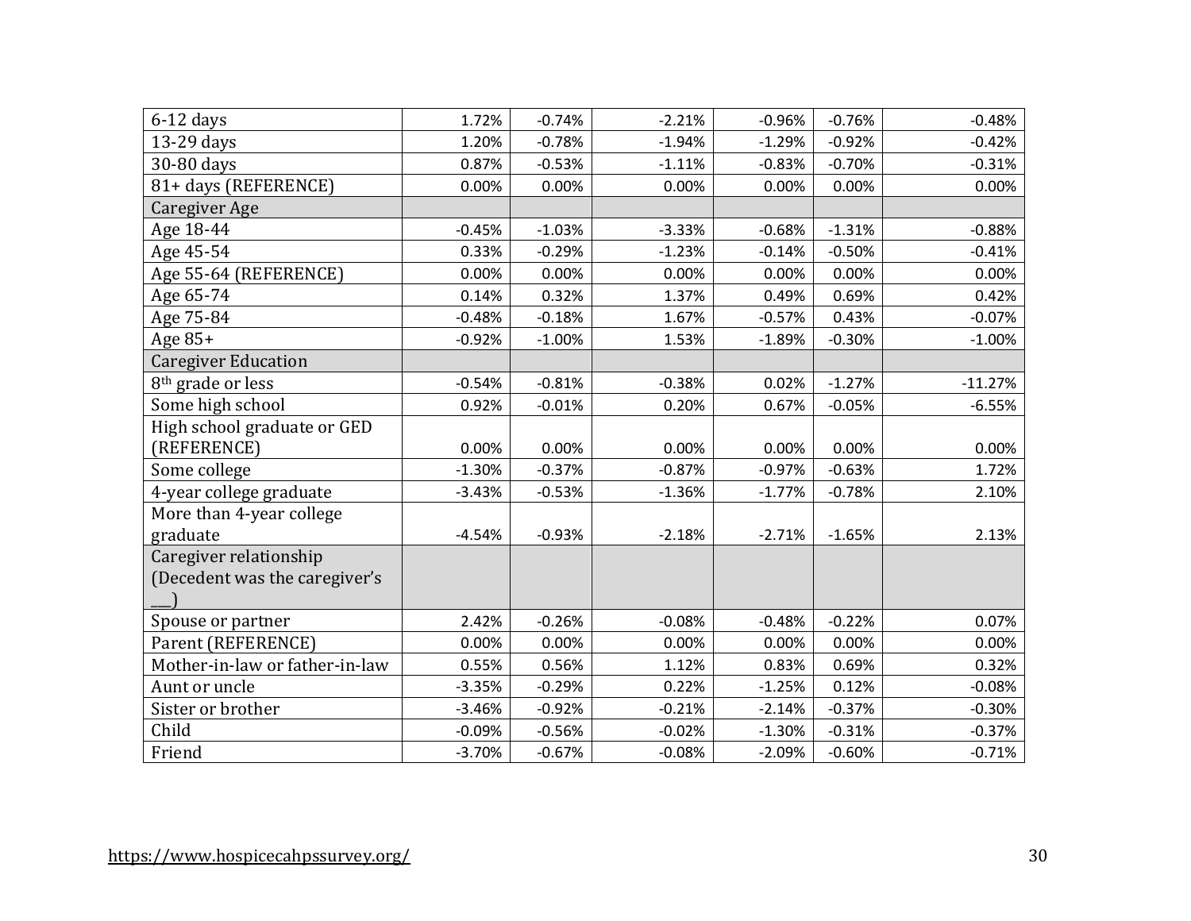| | | | | | | |
|---|---|---|---|---|---|---|
| 6-12 days | 1.72% | -0.74% | -2.21% | -0.96% | -0.76% | -0.48% |
| 13-29 days | 1.20% | -0.78% | -1.94% | -1.29% | -0.92% | -0.42% |
| 30-80 days | 0.87% | -0.53% | -1.11% | -0.83% | -0.70% | -0.31% |
| 81+ days (REFERENCE) | 0.00% | 0.00% | 0.00% | 0.00% | 0.00% | 0.00% |
| Caregiver Age | | | | | | |
| Age 18-44 | -0.45% | -1.03% | -3.33% | -0.68% | -1.31% | -0.88% |
| Age 45-54 | 0.33% | -0.29% | -1.23% | -0.14% | -0.50% | -0.41% |
| Age 55-64 (REFERENCE) | 0.00% | 0.00% | 0.00% | 0.00% | 0.00% | 0.00% |
| Age 65-74 | 0.14% | 0.32% | 1.37% | 0.49% | 0.69% | 0.42% |
| Age 75-84 | -0.48% | -0.18% | 1.67% | -0.57% | 0.43% | -0.07% |
| Age 85+ | -0.92% | -1.00% | 1.53% | -1.89% | -0.30% | -1.00% |
| Caregiver Education | | | | | | |
| 8th grade or less | -0.54% | -0.81% | -0.38% | 0.02% | -1.27% | -11.27% |
| Some high school | 0.92% | -0.01% | 0.20% | 0.67% | -0.05% | -6.55% |
| High school graduate or GED (REFERENCE) | 0.00% | 0.00% | 0.00% | 0.00% | 0.00% | 0.00% |
| Some college | -1.30% | -0.37% | -0.87% | -0.97% | -0.63% | 1.72% |
| 4-year college graduate | -3.43% | -0.53% | -1.36% | -1.77% | -0.78% | 2.10% |
| More than 4-year college graduate | -4.54% | -0.93% | -2.18% | -2.71% | -1.65% | 2.13% |
| Caregiver relationship (Decedent was the caregiver's ___) | | | | | | |
| Spouse or partner | 2.42% | -0.26% | -0.08% | -0.48% | -0.22% | 0.07% |
| Parent (REFERENCE) | 0.00% | 0.00% | 0.00% | 0.00% | 0.00% | 0.00% |
| Mother-in-law or father-in-law | 0.55% | 0.56% | 1.12% | 0.83% | 0.69% | 0.32% |
| Aunt or uncle | -3.35% | -0.29% | 0.22% | -1.25% | 0.12% | -0.08% |
| Sister or brother | -3.46% | -0.92% | -0.21% | -2.14% | -0.37% | -0.30% |
| Child | -0.09% | -0.56% | -0.02% | -1.30% | -0.31% | -0.37% |
| Friend | -3.70% | -0.67% | -0.08% | -2.09% | -0.60% | -0.71% |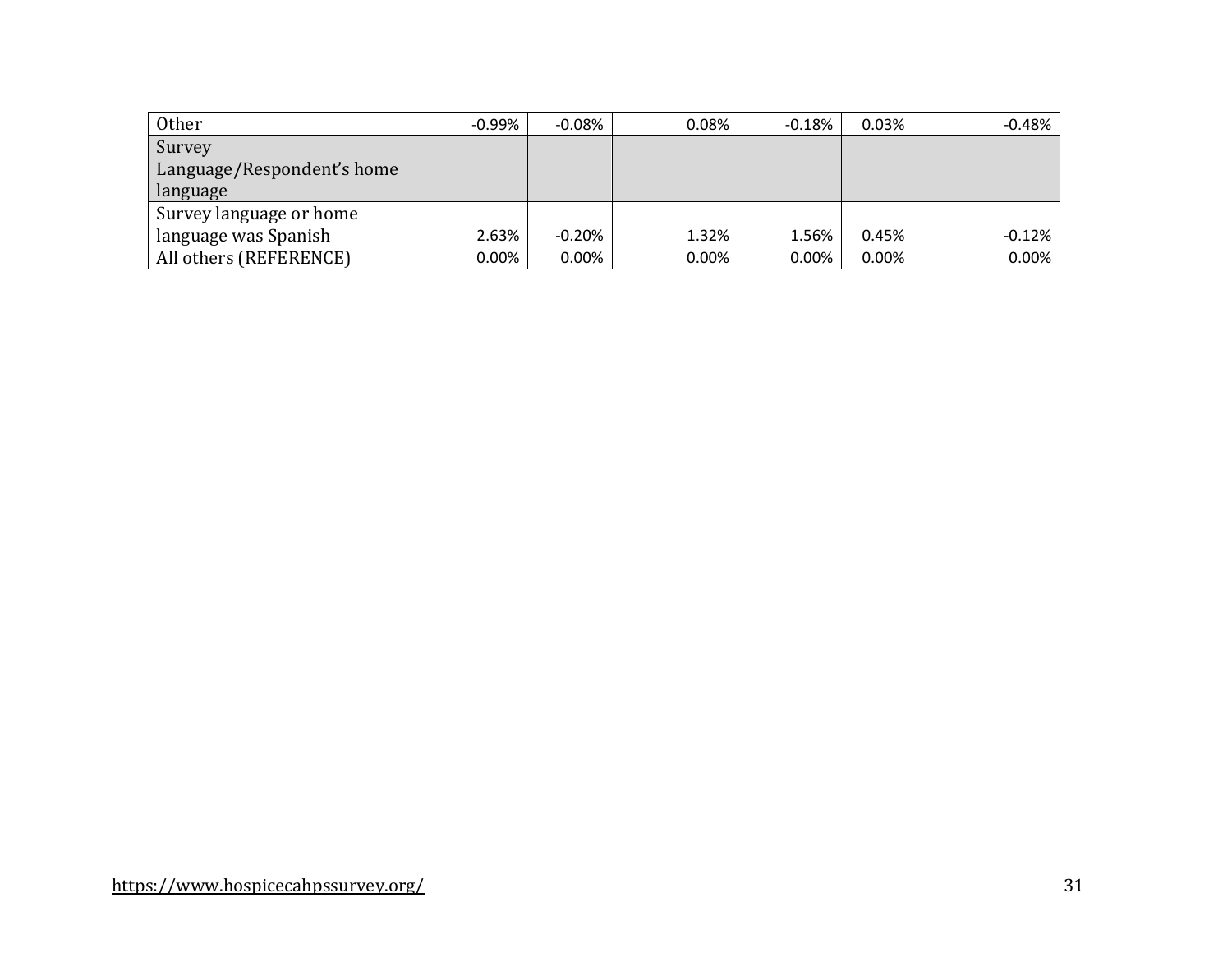| | | | | | | |
|---|---|---|---|---|---|---|
| Other | -0.99% | -0.08% | 0.08% | -0.18% | 0.03% | -0.48% |
| Survey Language/Respondent's home language | | | | | | |
| Survey language or home language was Spanish | 2.63% | -0.20% | 1.32% | 1.56% | 0.45% | -0.12% |
| All others (REFERENCE) | 0.00% | 0.00% | 0.00% | 0.00% | 0.00% | 0.00% |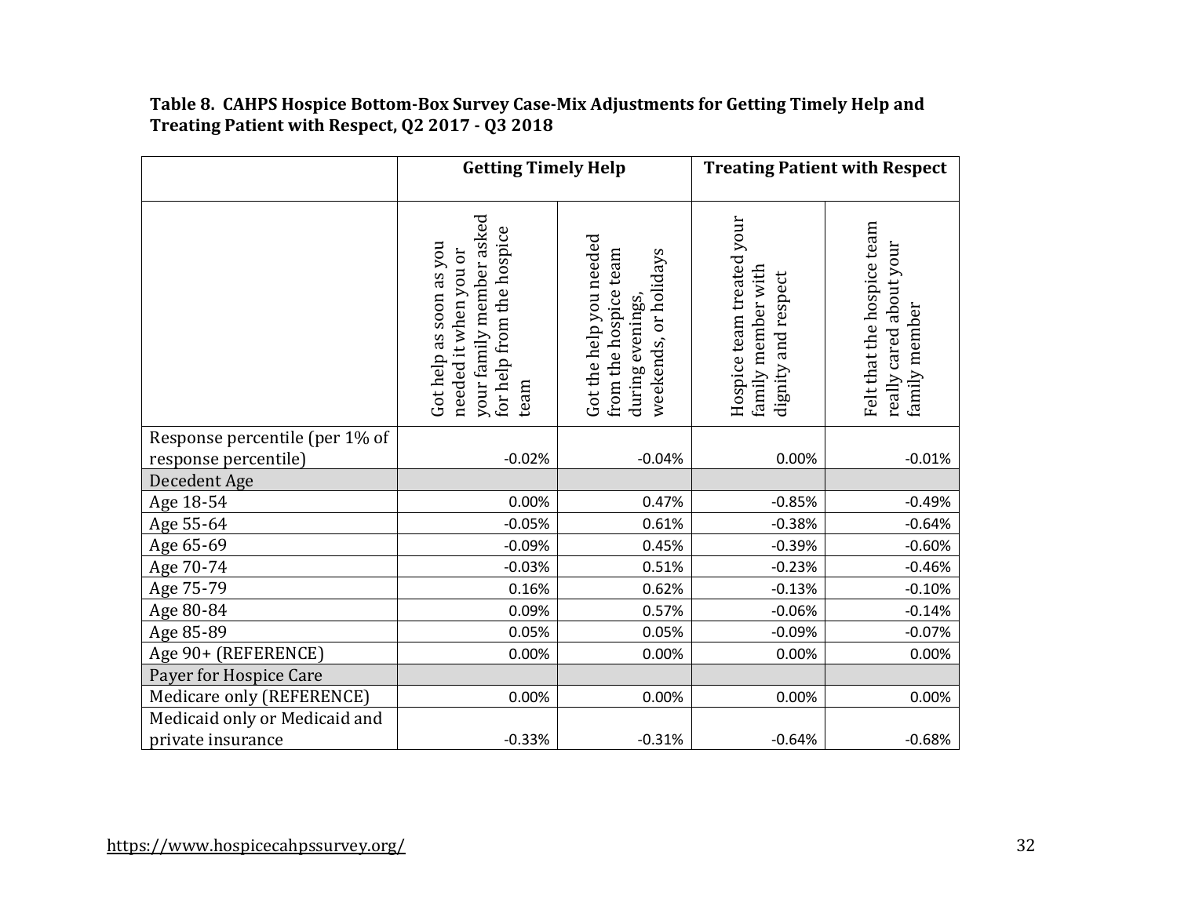**Table 8. CAHPS Hospice Bottom-Box Survey Case-Mix Adjustments for Getting Timely Help and Treating Patient with Respect, Q2 2017 - Q3 2018**

| | Getting Timely Help | | Treating Patient with Respect | |
|---|---|---|---|---|
| | Got help as soon as you needed it when you or your family member asked for help from the hospice team | Got the help you needed from the hospice team during evenings, weekends, or holidays | Hospice team treated your family member with dignity and respect | Felt that the hospice team really cared about your family member |
| Response percentile (per 1% of response percentile) | -0.02% | -0.04% | 0.00% | -0.01% |
| Decedent Age | | | | |
| Age 18-54 | 0.00% | 0.47% | -0.85% | -0.49% |
| Age 55-64 | -0.05% | 0.61% | -0.38% | -0.64% |
| Age 65-69 | -0.09% | 0.45% | -0.39% | -0.60% |
| Age 70-74 | -0.03% | 0.51% | -0.23% | -0.46% |
| Age 75-79 | 0.16% | 0.62% | -0.13% | -0.10% |
| Age 80-84 | 0.09% | 0.57% | -0.06% | -0.14% |
| Age 85-89 | 0.05% | 0.05% | -0.09% | -0.07% |
| Age 90+ (REFERENCE) | 0.00% | 0.00% | 0.00% | 0.00% |
| Payer for Hospice Care | | | | |
| Medicare only (REFERENCE) | 0.00% | 0.00% | 0.00% | 0.00% |
| Medicaid only or Medicaid and private insurance | -0.33% | -0.31% | -0.64% | -0.68% |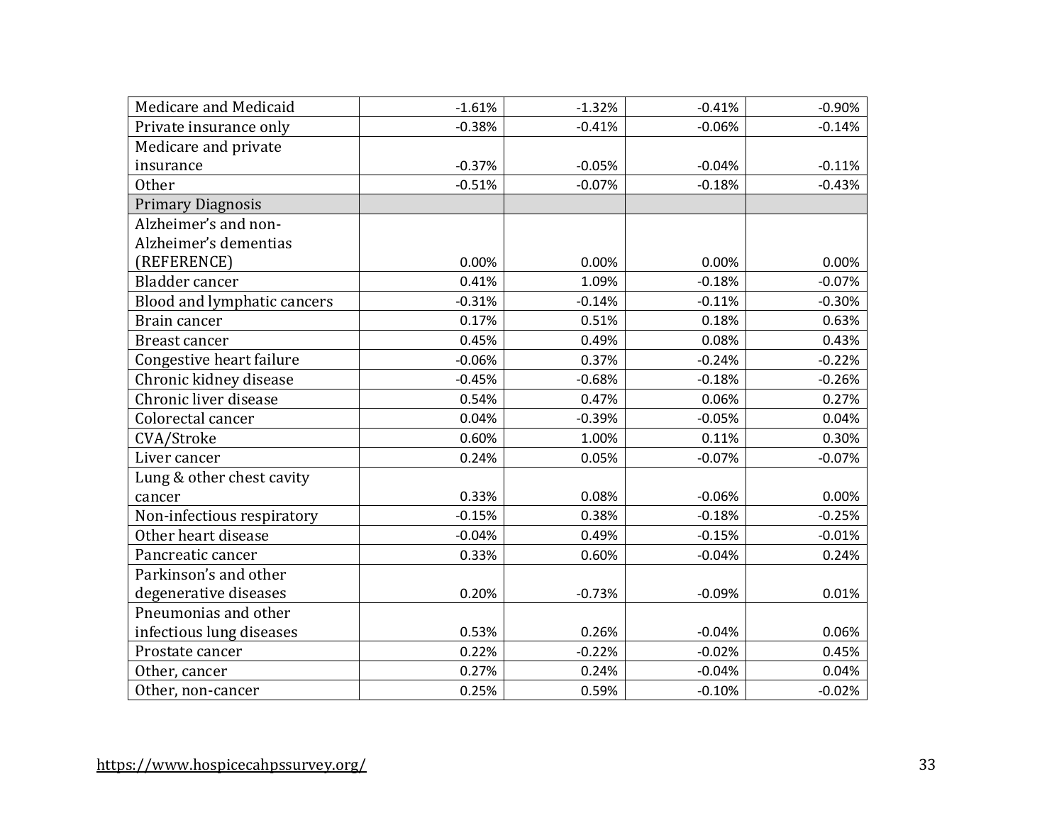| | | | | |
|---|---|---|---|---|
| Medicare and Medicaid | -1.61% | -1.32% | -0.41% | -0.90% |
| Private insurance only | -0.38% | -0.41% | -0.06% | -0.14% |
| Medicare and private insurance | -0.37% | -0.05% | -0.04% | -0.11% |
| Other | -0.51% | -0.07% | -0.18% | -0.43% |
| Primary Diagnosis | | | | |
| Alzheimer's and non-Alzheimer's dementias (REFERENCE) | 0.00% | 0.00% | 0.00% | 0.00% |
| Bladder cancer | 0.41% | 1.09% | -0.18% | -0.07% |
| Blood and lymphatic cancers | -0.31% | -0.14% | -0.11% | -0.30% |
| Brain cancer | 0.17% | 0.51% | 0.18% | 0.63% |
| Breast cancer | 0.45% | 0.49% | 0.08% | 0.43% |
| Congestive heart failure | -0.06% | 0.37% | -0.24% | -0.22% |
| Chronic kidney disease | -0.45% | -0.68% | -0.18% | -0.26% |
| Chronic liver disease | 0.54% | 0.47% | 0.06% | 0.27% |
| Colorectal cancer | 0.04% | -0.39% | -0.05% | 0.04% |
| CVA/Stroke | 0.60% | 1.00% | 0.11% | 0.30% |
| Liver cancer | 0.24% | 0.05% | -0.07% | -0.07% |
| Lung & other chest cavity cancer | 0.33% | 0.08% | -0.06% | 0.00% |
| Non-infectious respiratory | -0.15% | 0.38% | -0.18% | -0.25% |
| Other heart disease | -0.04% | 0.49% | -0.15% | -0.01% |
| Pancreatic cancer | 0.33% | 0.60% | -0.04% | 0.24% |
| Parkinson's and other degenerative diseases | 0.20% | -0.73% | -0.09% | 0.01% |
| Pneumonias and other infectious lung diseases | 0.53% | 0.26% | -0.04% | 0.06% |
| Prostate cancer | 0.22% | -0.22% | -0.02% | 0.45% |
| Other, cancer | 0.27% | 0.24% | -0.04% | 0.04% |
| Other, non-cancer | 0.25% | 0.59% | -0.10% | -0.02% |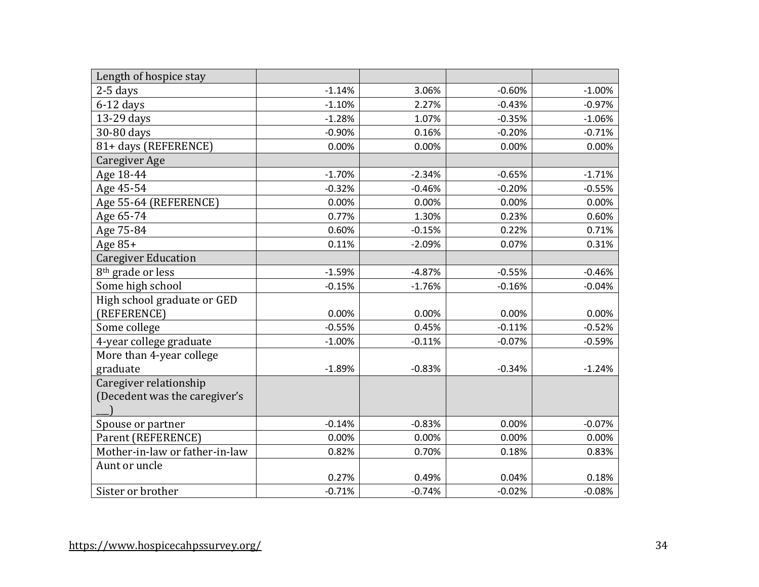| | | | | |
|---|---|---|---|---|
| Length of hospice stay | | | | |
| 2-5 days | -1.14% | 3.06% | -0.60% | -1.00% |
| 6-12 days | -1.10% | 2.27% | -0.43% | -0.97% |
| 13-29 days | -1.28% | 1.07% | -0.35% | -1.06% |
| 30-80 days | -0.90% | 0.16% | -0.20% | -0.71% |
| 81+ days (REFERENCE) | 0.00% | 0.00% | 0.00% | 0.00% |
| Caregiver Age | | | | |
| Age 18-44 | -1.70% | -2.34% | -0.65% | -1.71% |
| Age 45-54 | -0.32% | -0.46% | -0.20% | -0.55% |
| Age 55-64 (REFERENCE) | 0.00% | 0.00% | 0.00% | 0.00% |
| Age 65-74 | 0.77% | 1.30% | 0.23% | 0.60% |
| Age 75-84 | 0.60% | -0.15% | 0.22% | 0.71% |
| Age 85+ | 0.11% | -2.09% | 0.07% | 0.31% |
| Caregiver Education | | | | |
| 8th grade or less | -1.59% | -4.87% | -0.55% | -0.46% |
| Some high school | -0.15% | -1.76% | -0.16% | -0.04% |
| High school graduate or GED (REFERENCE) | 0.00% | 0.00% | 0.00% | 0.00% |
| Some college | -0.55% | 0.45% | -0.11% | -0.52% |
| 4-year college graduate | -1.00% | -0.11% | -0.07% | -0.59% |
| More than 4-year college graduate | -1.89% | -0.83% | -0.34% | -1.24% |
| Caregiver relationship (Decedent was the caregiver's ___) | | | | |
| Spouse or partner | -0.14% | -0.83% | 0.00% | -0.07% |
| Parent (REFERENCE) | 0.00% | 0.00% | 0.00% | 0.00% |
| Mother-in-law or father-in-law | 0.82% | 0.70% | 0.18% | 0.83% |
| Aunt or uncle | 0.27% | 0.49% | 0.04% | 0.18% |
| Sister or brother | -0.71% | -0.74% | -0.02% | -0.08% |

https://www.hospicecahpssurvey.org/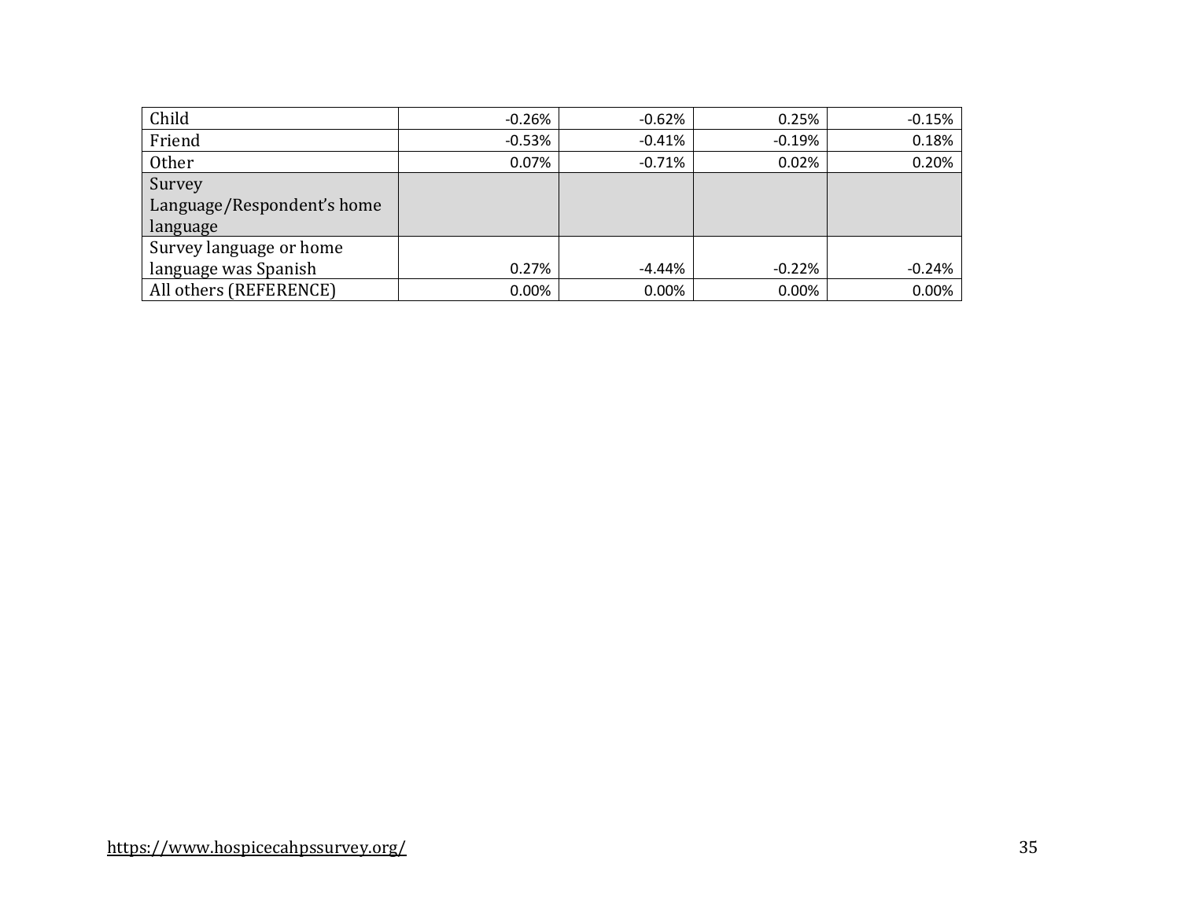| | | | | |
|---|---|---|---|---|
| Child | -0.26% | -0.62% | 0.25% | -0.15% |
| Friend | -0.53% | -0.41% | -0.19% | 0.18% |
| Other | 0.07% | -0.71% | 0.02% | 0.20% |
| Survey Language/Respondent's home language | | | | |
| Survey language or home language was Spanish | 0.27% | -4.44% | -0.22% | -0.24% |
| All others (REFERENCE) | 0.00% | 0.00% | 0.00% | 0.00% |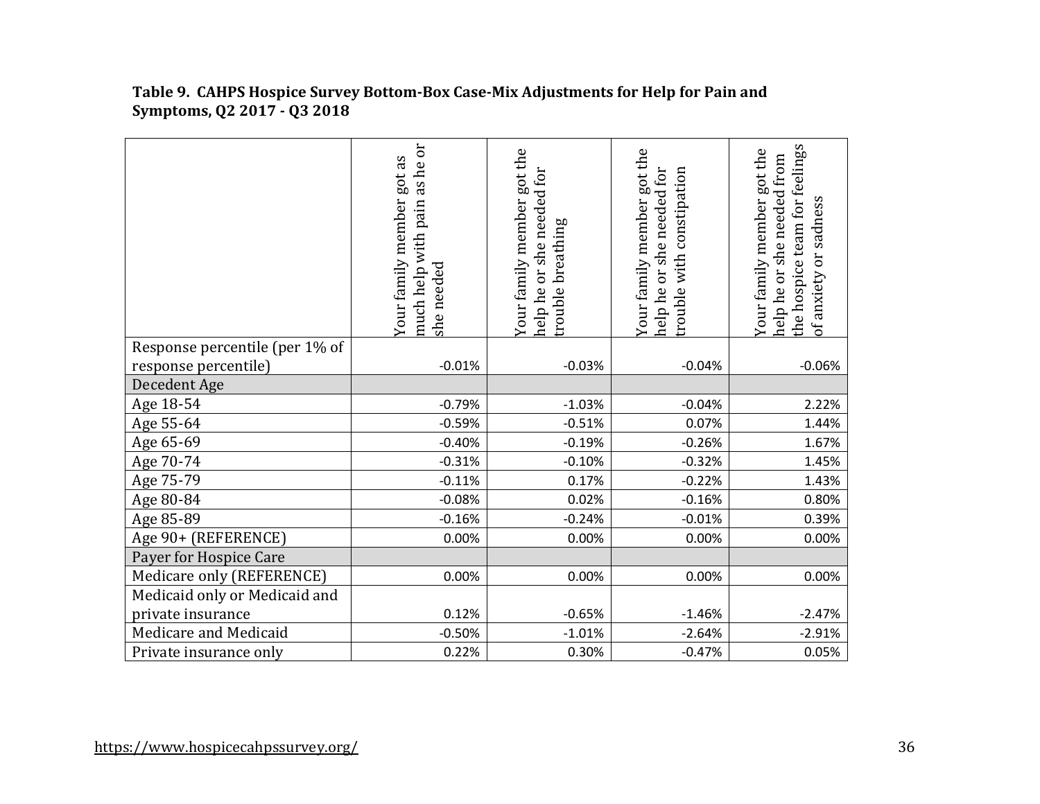**Table 9. CAHPS Hospice Survey Bottom-Box Case-Mix Adjustments for Help for Pain and Symptoms, Q2 2017 - Q3 2018**

| | Your family member got as much help with pain as he or she needed | Your family member got the help he or she needed for trouble breathing | Your family member got the help he or she needed for trouble with constipation | Your family member got the help he or she needed from the hospice team for feelings of anxiety or sadness |
|---|---|---|---|---|
| Response percentile (per 1% of response percentile) | -0.01% | -0.03% | -0.04% | -0.06% |
| Decedent Age | | | | |
| Age 18-54 | -0.79% | -1.03% | -0.04% | 2.22% |
| Age 55-64 | -0.59% | -0.51% | 0.07% | 1.44% |
| Age 65-69 | -0.40% | -0.19% | -0.26% | 1.67% |
| Age 70-74 | -0.31% | -0.10% | -0.32% | 1.45% |
| Age 75-79 | -0.11% | 0.17% | -0.22% | 1.43% |
| Age 80-84 | -0.08% | 0.02% | -0.16% | 0.80% |
| Age 85-89 | -0.16% | -0.24% | -0.01% | 0.39% |
| Age 90+ (REFERENCE) | 0.00% | 0.00% | 0.00% | 0.00% |
| Payer for Hospice Care | | | | |
| Medicare only (REFERENCE) | 0.00% | 0.00% | 0.00% | 0.00% |
| Medicaid only or Medicaid and private insurance | 0.12% | -0.65% | -1.46% | -2.47% |
| Medicare and Medicaid | -0.50% | -1.01% | -2.64% | -2.91% |
| Private insurance only | 0.22% | 0.30% | -0.47% | 0.05% |

https://www.hospicecahpssurvey.org/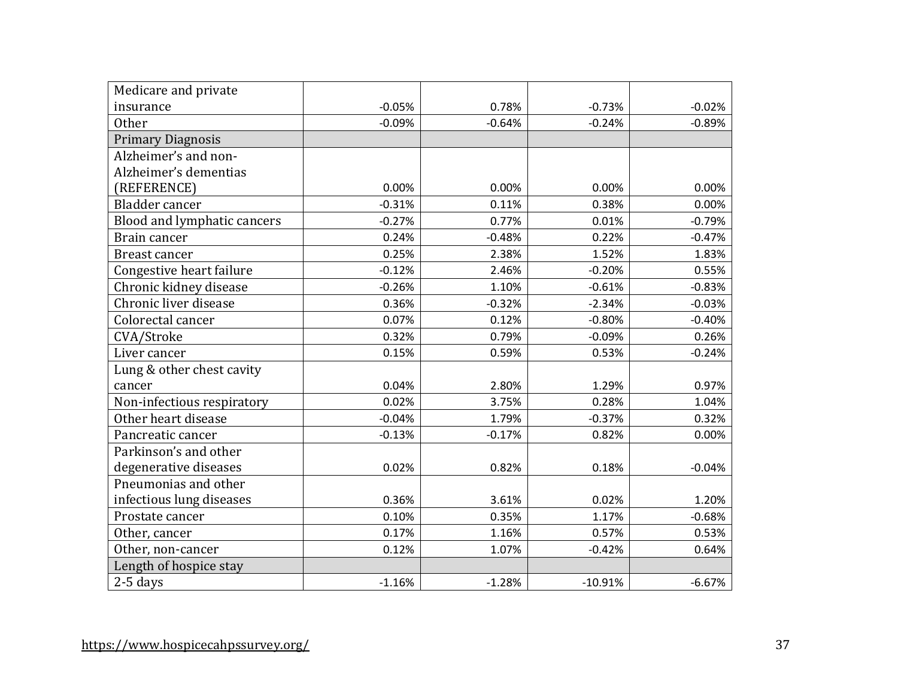| | | | | |
|---|---|---|---|---|
| Medicare and private insurance | -0.05% | 0.78% | -0.73% | -0.02% |
| Other | -0.09% | -0.64% | -0.24% | -0.89% |
| Primary Diagnosis | | | | |
| Alzheimer’s and non-Alzheimer’s dementias (REFERENCE) | 0.00% | 0.00% | 0.00% | 0.00% |
| Bladder cancer | -0.31% | 0.11% | 0.38% | 0.00% |
| Blood and lymphatic cancers | -0.27% | 0.77% | 0.01% | -0.79% |
| Brain cancer | 0.24% | -0.48% | 0.22% | -0.47% |
| Breast cancer | 0.25% | 2.38% | 1.52% | 1.83% |
| Congestive heart failure | -0.12% | 2.46% | -0.20% | 0.55% |
| Chronic kidney disease | -0.26% | 1.10% | -0.61% | -0.83% |
| Chronic liver disease | 0.36% | -0.32% | -2.34% | -0.03% |
| Colorectal cancer | 0.07% | 0.12% | -0.80% | -0.40% |
| CVA/Stroke | 0.32% | 0.79% | -0.09% | 0.26% |
| Liver cancer | 0.15% | 0.59% | 0.53% | -0.24% |
| Lung & other chest cavity cancer | 0.04% | 2.80% | 1.29% | 0.97% |
| Non-infectious respiratory | 0.02% | 3.75% | 0.28% | 1.04% |
| Other heart disease | -0.04% | 1.79% | -0.37% | 0.32% |
| Pancreatic cancer | -0.13% | -0.17% | 0.82% | 0.00% |
| Parkinson’s and other degenerative diseases | 0.02% | 0.82% | 0.18% | -0.04% |
| Pneumonias and other infectious lung diseases | 0.36% | 3.61% | 0.02% | 1.20% |
| Prostate cancer | 0.10% | 0.35% | 1.17% | -0.68% |
| Other, cancer | 0.17% | 1.16% | 0.57% | 0.53% |
| Other, non-cancer | 0.12% | 1.07% | -0.42% | 0.64% |
| Length of hospice stay | | | | |
| 2-5 days | -1.16% | -1.28% | -10.91% | -6.67% |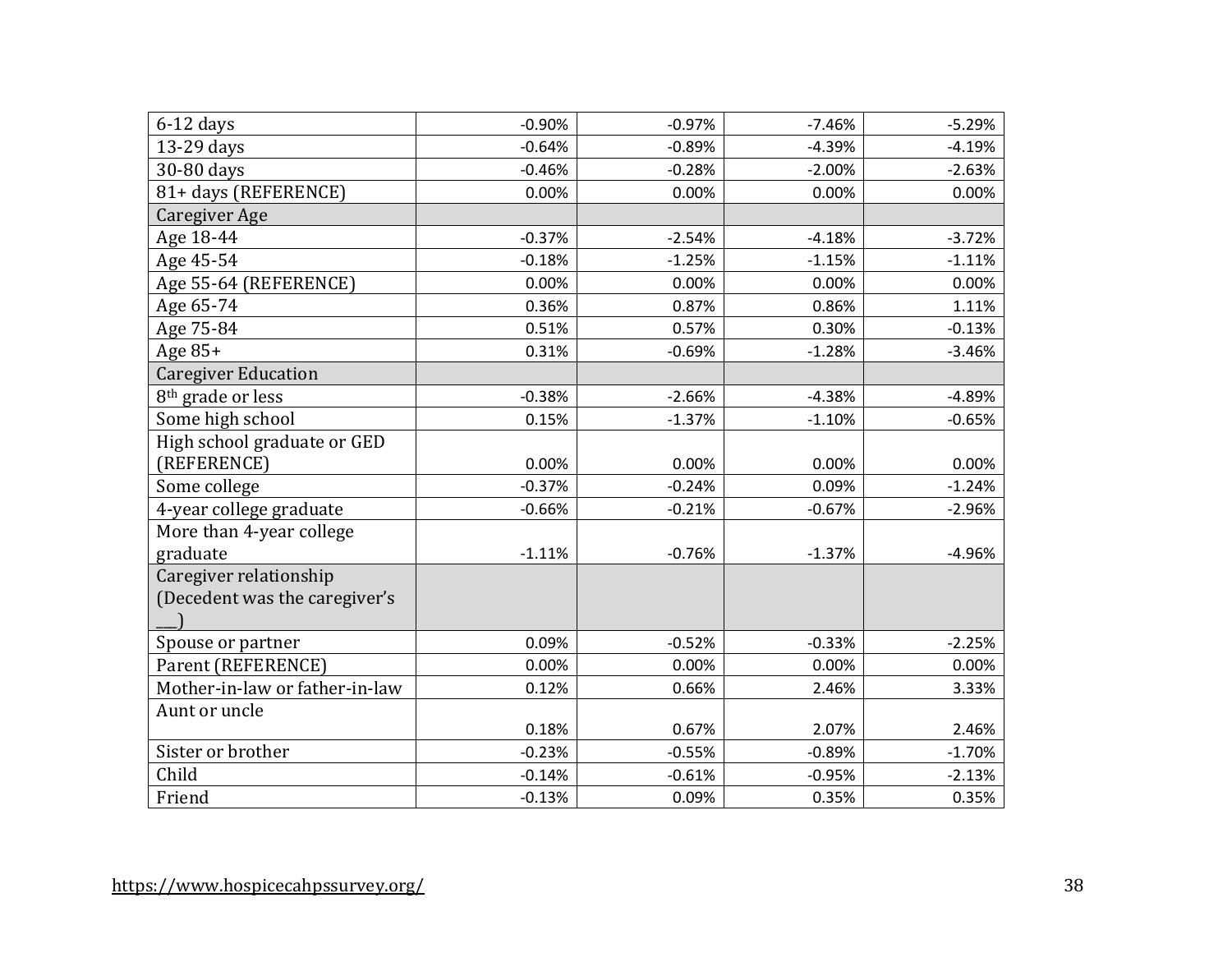| | | | | |
|---|---|---|---|---|
| 6-12 days | -0.90% | -0.97% | -7.46% | -5.29% |
| 13-29 days | -0.64% | -0.89% | -4.39% | -4.19% |
| 30-80 days | -0.46% | -0.28% | -2.00% | -2.63% |
| 81+ days (REFERENCE) | 0.00% | 0.00% | 0.00% | 0.00% |
| Caregiver Age | | | | |
| Age 18-44 | -0.37% | -2.54% | -4.18% | -3.72% |
| Age 45-54 | -0.18% | -1.25% | -1.15% | -1.11% |
| Age 55-64 (REFERENCE) | 0.00% | 0.00% | 0.00% | 0.00% |
| Age 65-74 | 0.36% | 0.87% | 0.86% | 1.11% |
| Age 75-84 | 0.51% | 0.57% | 0.30% | -0.13% |
| Age 85+ | 0.31% | -0.69% | -1.28% | -3.46% |
| Caregiver Education | | | | |
| 8th grade or less | -0.38% | -2.66% | -4.38% | -4.89% |
| Some high school | 0.15% | -1.37% | -1.10% | -0.65% |
| High school graduate or GED (REFERENCE) | 0.00% | 0.00% | 0.00% | 0.00% |
| Some college | -0.37% | -0.24% | 0.09% | -1.24% |
| 4-year college graduate | -0.66% | -0.21% | -0.67% | -2.96% |
| More than 4-year college graduate | -1.11% | -0.76% | -1.37% | -4.96% |
| Caregiver relationship (Decedent was the caregiver's ___) | | | | |
| Spouse or partner | 0.09% | -0.52% | -0.33% | -2.25% |
| Parent (REFERENCE) | 0.00% | 0.00% | 0.00% | 0.00% |
| Mother-in-law or father-in-law | 0.12% | 0.66% | 2.46% | 3.33% |
| Aunt or uncle | 0.18% | 0.67% | 2.07% | 2.46% |
| Sister or brother | -0.23% | -0.55% | -0.89% | -1.70% |
| Child | -0.14% | -0.61% | -0.95% | -2.13% |
| Friend | -0.13% | 0.09% | 0.35% | 0.35% |

https://www.hospicecahpssurvey.org/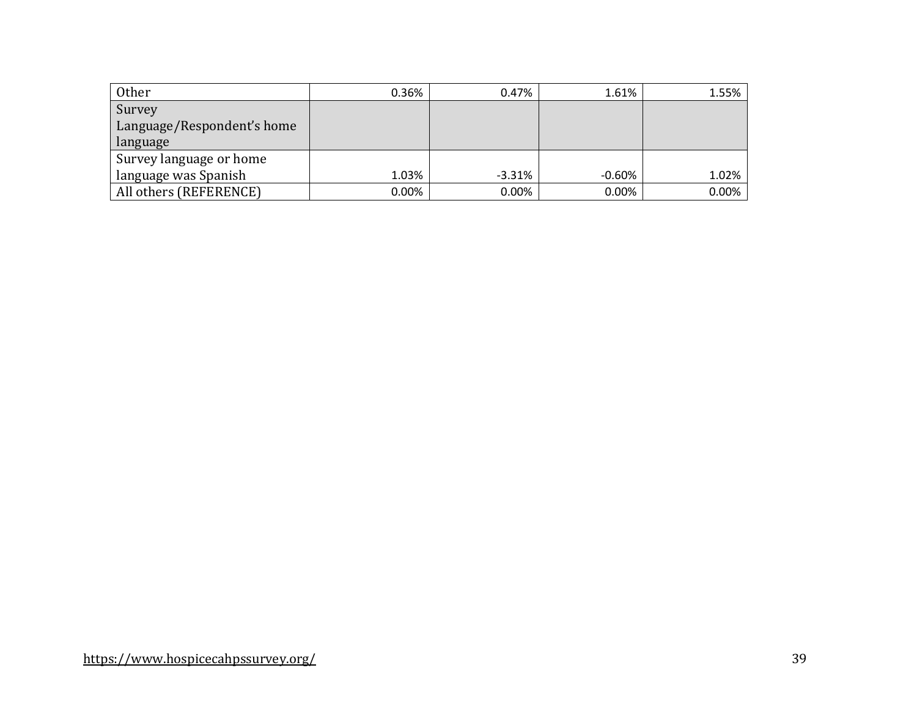| | | | | |
|---|---|---|---|---|
| Other | 0.36% | 0.47% | 1.61% | 1.55% |
| Survey Language/Respondent's home language | | | | |
| Survey language or home language was Spanish | 1.03% | -3.31% | -0.60% | 1.02% |
| All others (REFERENCE) | 0.00% | 0.00% | 0.00% | 0.00% |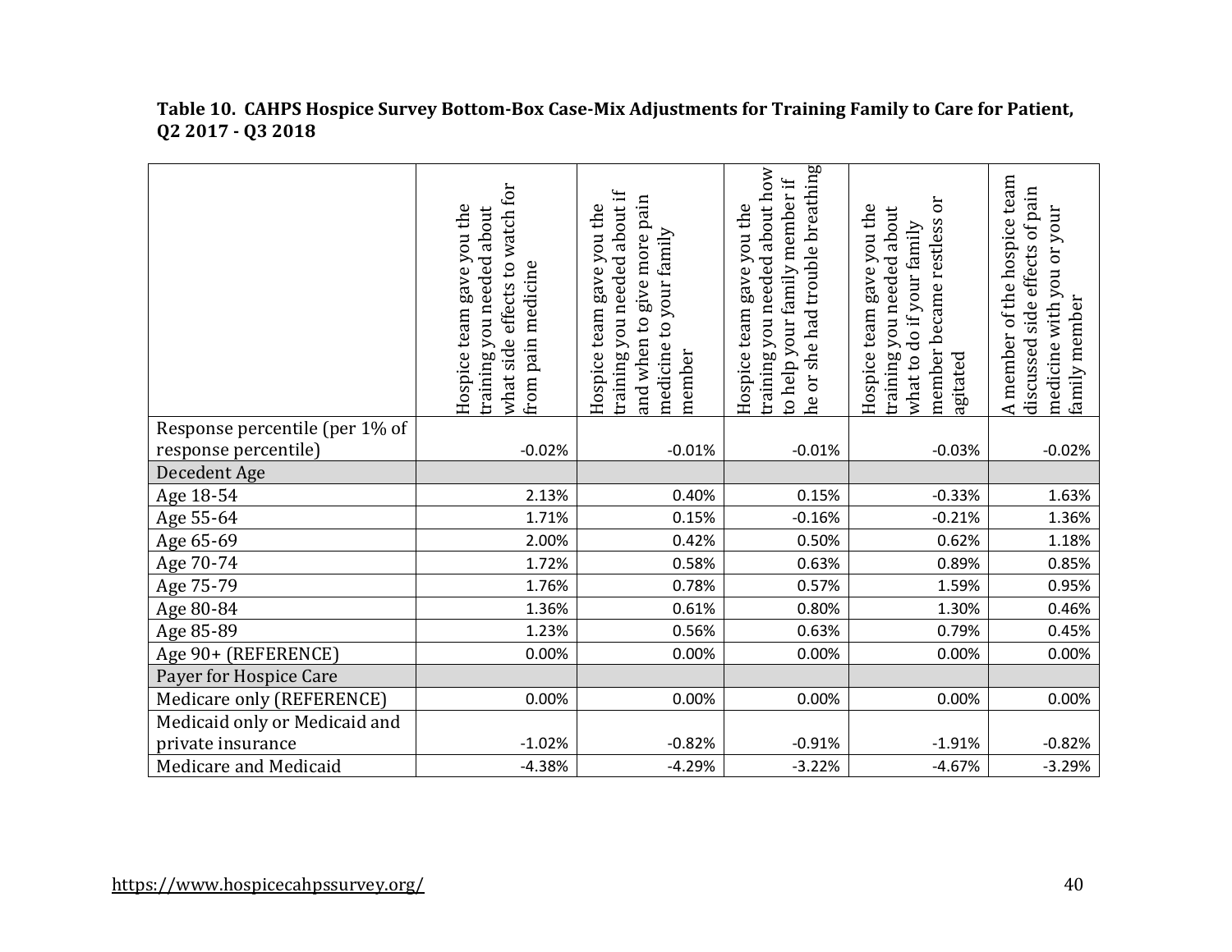**Table 10. CAHPS Hospice Survey Bottom-Box Case-Mix Adjustments for Training Family to Care for Patient, Q2 2017 - Q3 2018**

| | Hospice team gave you the training you needed about what side effects to watch for from pain medicine | Hospice team gave you the training you needed about if and when to give more pain medicine to your family member | Hospice team gave you the training you needed about how to help your family member if he or she had trouble breathing | Hospice team gave you the training you needed about what to do if your family member became restless or agitated | A member of the hospice team discussed side effects of pain medicine with you or your family member |
|---|---|---|---|---|---|
| Response percentile (per 1% of response percentile) | -0.02% | -0.01% | -0.01% | -0.03% | -0.02% |
| Decedent Age | | | | | |
| Age 18-54 | 2.13% | 0.40% | 0.15% | -0.33% | 1.63% |
| Age 55-64 | 1.71% | 0.15% | -0.16% | -0.21% | 1.36% |
| Age 65-69 | 2.00% | 0.42% | 0.50% | 0.62% | 1.18% |
| Age 70-74 | 1.72% | 0.58% | 0.63% | 0.89% | 0.85% |
| Age 75-79 | 1.76% | 0.78% | 0.57% | 1.59% | 0.95% |
| Age 80-84 | 1.36% | 0.61% | 0.80% | 1.30% | 0.46% |
| Age 85-89 | 1.23% | 0.56% | 0.63% | 0.79% | 0.45% |
| Age 90+ (REFERENCE) | 0.00% | 0.00% | 0.00% | 0.00% | 0.00% |
| Payer for Hospice Care | | | | | |
| Medicare only (REFERENCE) | 0.00% | 0.00% | 0.00% | 0.00% | 0.00% |
| Medicaid only or Medicaid and private insurance | -1.02% | -0.82% | -0.91% | -1.91% | -0.82% |
| Medicare and Medicaid | -4.38% | -4.29% | -3.22% | -4.67% | -3.29% |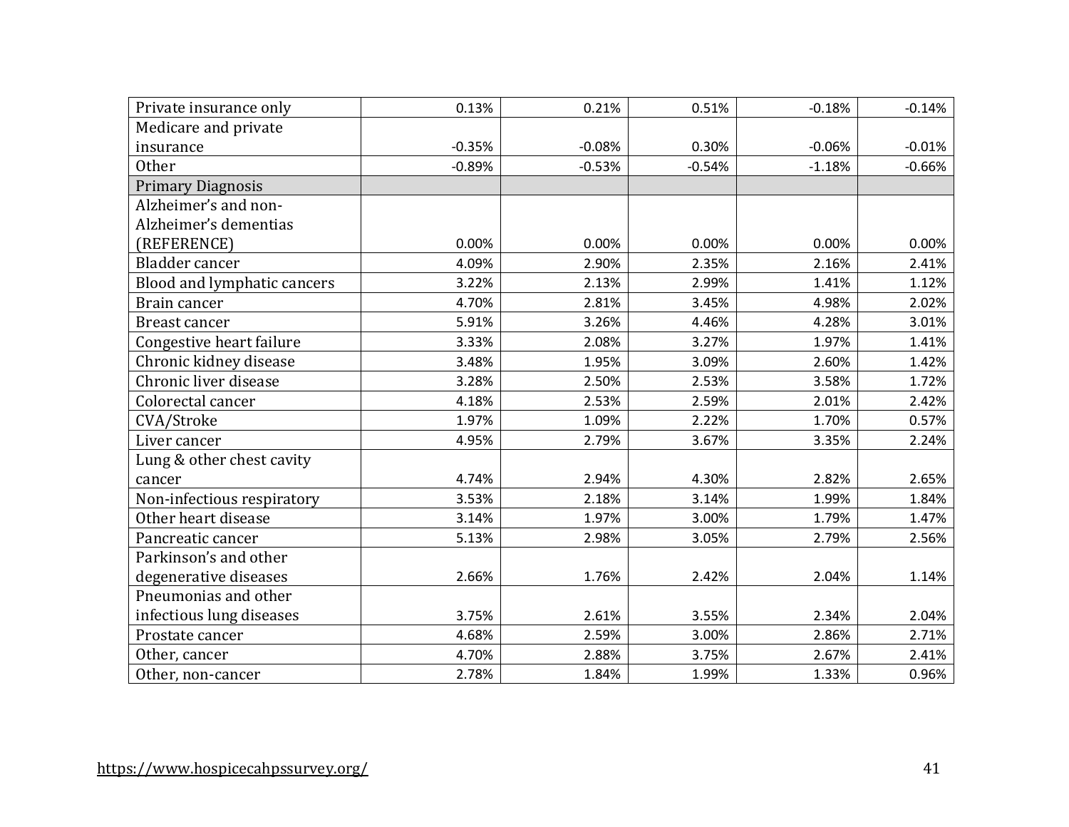| | | | | | |
|---|---|---|---|---|---|
| Private insurance only | 0.13% | 0.21% | 0.51% | -0.18% | -0.14% |
| Medicare and private insurance | -0.35% | -0.08% | 0.30% | -0.06% | -0.01% |
| Other | -0.89% | -0.53% | -0.54% | -1.18% | -0.66% |
| Primary Diagnosis | | | | | |
| Alzheimer's and non-Alzheimer's dementias (REFERENCE) | 0.00% | 0.00% | 0.00% | 0.00% | 0.00% |
| Bladder cancer | 4.09% | 2.90% | 2.35% | 2.16% | 2.41% |
| Blood and lymphatic cancers | 3.22% | 2.13% | 2.99% | 1.41% | 1.12% |
| Brain cancer | 4.70% | 2.81% | 3.45% | 4.98% | 2.02% |
| Breast cancer | 5.91% | 3.26% | 4.46% | 4.28% | 3.01% |
| Congestive heart failure | 3.33% | 2.08% | 3.27% | 1.97% | 1.41% |
| Chronic kidney disease | 3.48% | 1.95% | 3.09% | 2.60% | 1.42% |
| Chronic liver disease | 3.28% | 2.50% | 2.53% | 3.58% | 1.72% |
| Colorectal cancer | 4.18% | 2.53% | 2.59% | 2.01% | 2.42% |
| CVA/Stroke | 1.97% | 1.09% | 2.22% | 1.70% | 0.57% |
| Liver cancer | 4.95% | 2.79% | 3.67% | 3.35% | 2.24% |
| Lung & other chest cavity cancer | 4.74% | 2.94% | 4.30% | 2.82% | 2.65% |
| Non-infectious respiratory | 3.53% | 2.18% | 3.14% | 1.99% | 1.84% |
| Other heart disease | 3.14% | 1.97% | 3.00% | 1.79% | 1.47% |
| Pancreatic cancer | 5.13% | 2.98% | 3.05% | 2.79% | 2.56% |
| Parkinson's and other degenerative diseases | 2.66% | 1.76% | 2.42% | 2.04% | 1.14% |
| Pneumonias and other infectious lung diseases | 3.75% | 2.61% | 3.55% | 2.34% | 2.04% |
| Prostate cancer | 4.68% | 2.59% | 3.00% | 2.86% | 2.71% |
| Other, cancer | 4.70% | 2.88% | 3.75% | 2.67% | 2.41% |
| Other, non-cancer | 2.78% | 1.84% | 1.99% | 1.33% | 0.96% |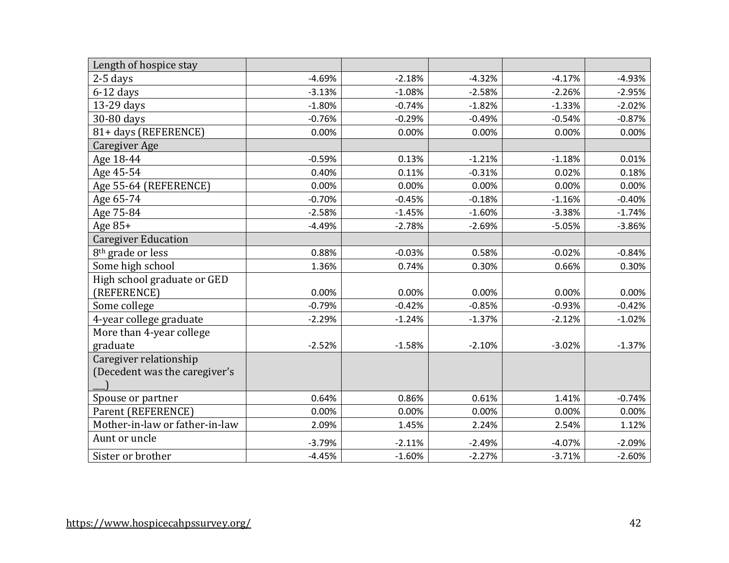| Length of hospice stay | | | | | |
|---|---|---|---|---|---|
| 2-5 days | -4.69% | -2.18% | -4.32% | -4.17% | -4.93% |
| 6-12 days | -3.13% | -1.08% | -2.58% | -2.26% | -2.95% |
| 13-29 days | -1.80% | -0.74% | -1.82% | -1.33% | -2.02% |
| 30-80 days | -0.76% | -0.29% | -0.49% | -0.54% | -0.87% |
| 81+ days (REFERENCE) | 0.00% | 0.00% | 0.00% | 0.00% | 0.00% |
| Caregiver Age | | | | | |
| Age 18-44 | -0.59% | 0.13% | -1.21% | -1.18% | 0.01% |
| Age 45-54 | 0.40% | 0.11% | -0.31% | 0.02% | 0.18% |
| Age 55-64 (REFERENCE) | 0.00% | 0.00% | 0.00% | 0.00% | 0.00% |
| Age 65-74 | -0.70% | -0.45% | -0.18% | -1.16% | -0.40% |
| Age 75-84 | -2.58% | -1.45% | -1.60% | -3.38% | -1.74% |
| Age 85+ | -4.49% | -2.78% | -2.69% | -5.05% | -3.86% |
| Caregiver Education | | | | | |
| 8th grade or less | 0.88% | -0.03% | 0.58% | -0.02% | -0.84% |
| Some high school | 1.36% | 0.74% | 0.30% | 0.66% | 0.30% |
| High school graduate or GED (REFERENCE) | 0.00% | 0.00% | 0.00% | 0.00% | 0.00% |
| Some college | -0.79% | -0.42% | -0.85% | -0.93% | -0.42% |
| 4-year college graduate | -2.29% | -1.24% | -1.37% | -2.12% | -1.02% |
| More than 4-year college graduate | -2.52% | -1.58% | -2.10% | -3.02% | -1.37% |
| Caregiver relationship (Decedent was the caregiver's ___) | | | | | |
| Spouse or partner | 0.64% | 0.86% | 0.61% | 1.41% | -0.74% |
| Parent (REFERENCE) | 0.00% | 0.00% | 0.00% | 0.00% | 0.00% |
| Mother-in-law or father-in-law | 2.09% | 1.45% | 2.24% | 2.54% | 1.12% |
| Aunt or uncle | -3.79% | -2.11% | -2.49% | -4.07% | -2.09% |
| Sister or brother | -4.45% | -1.60% | -2.27% | -3.71% | -2.60% |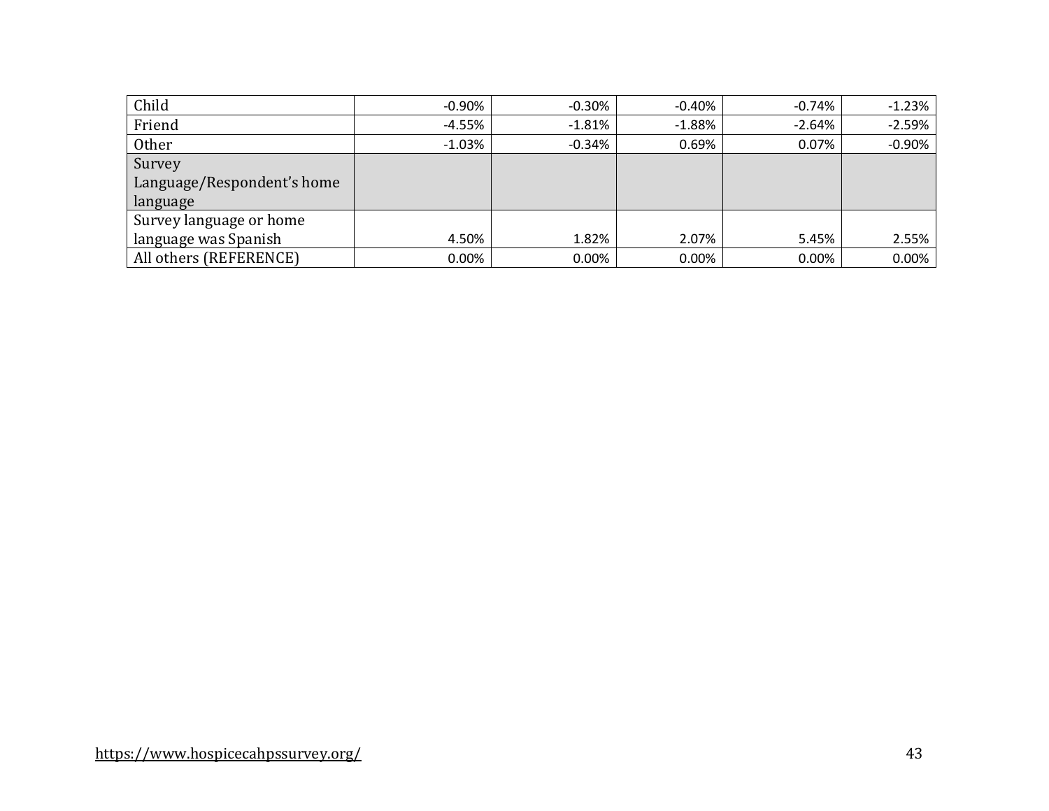| | | | | | |
|---|---|---|---|---|---|
| Child | -0.90% | -0.30% | -0.40% | -0.74% | -1.23% |
| Friend | -4.55% | -1.81% | -1.88% | -2.64% | -2.59% |
| Other | -1.03% | -0.34% | 0.69% | 0.07% | -0.90% |
| Survey Language/Respondent's home language | | | | | |
| Survey language or home language was Spanish | 4.50% | 1.82% | 2.07% | 5.45% | 2.55% |
| All others (REFERENCE) | 0.00% | 0.00% | 0.00% | 0.00% | 0.00% |

https://www.hospicecahpssurvey.org/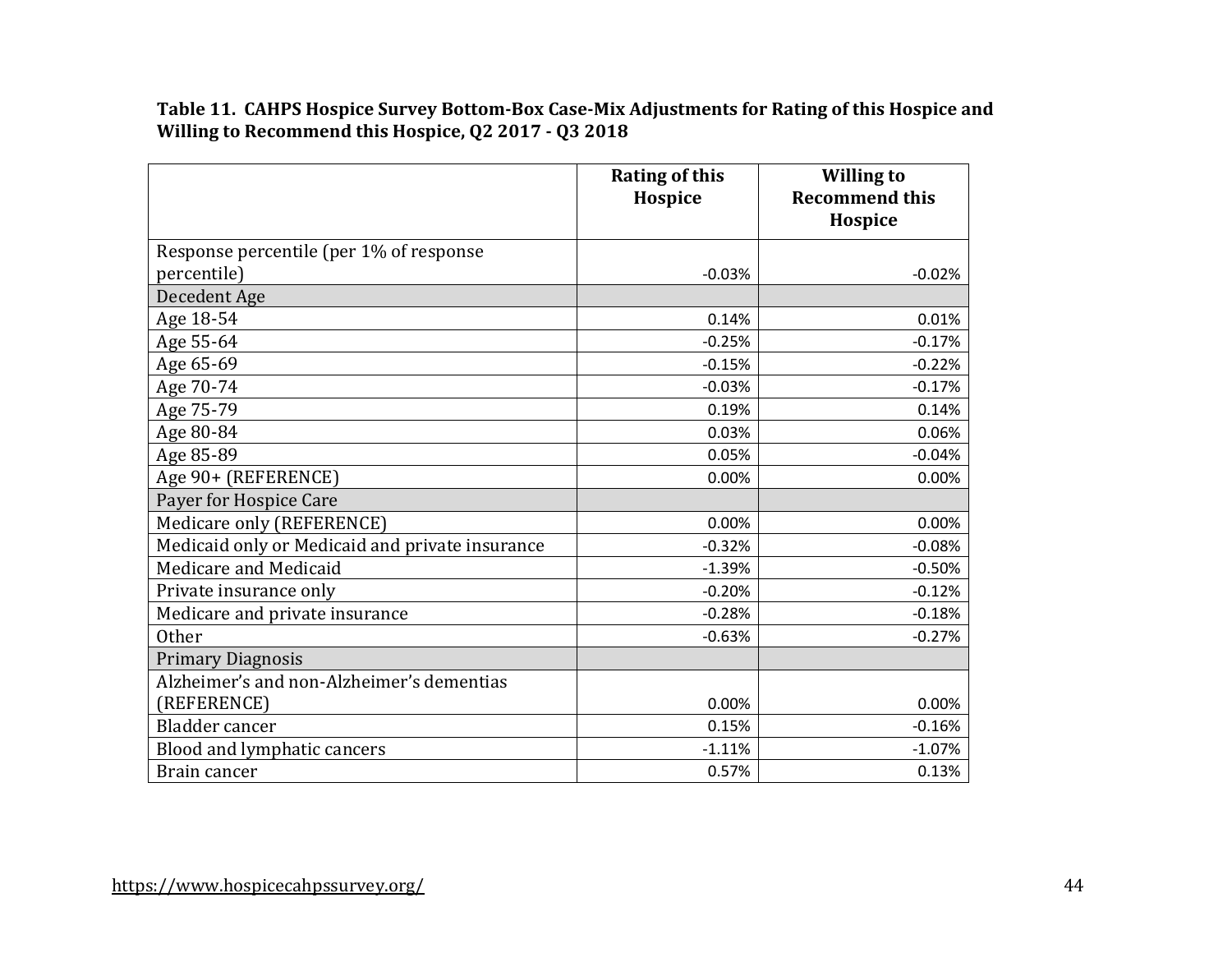**Table 11. CAHPS Hospice Survey Bottom-Box Case-Mix Adjustments for Rating of this Hospice and Willing to Recommend this Hospice, Q2 2017 - Q3 2018**

| | Rating of this Hospice | Willing to Recommend this Hospice |
|---|---|---|
| Response percentile (per 1% of response percentile) | -0.03% | -0.02% |
| Decedent Age | | |
| Age 18-54 | 0.14% | 0.01% |
| Age 55-64 | -0.25% | -0.17% |
| Age 65-69 | -0.15% | -0.22% |
| Age 70-74 | -0.03% | -0.17% |
| Age 75-79 | 0.19% | 0.14% |
| Age 80-84 | 0.03% | 0.06% |
| Age 85-89 | 0.05% | -0.04% |
| Age 90+ (REFERENCE) | 0.00% | 0.00% |
| Payer for Hospice Care | | |
| Medicare only (REFERENCE) | 0.00% | 0.00% |
| Medicaid only or Medicaid and private insurance | -0.32% | -0.08% |
| Medicare and Medicaid | -1.39% | -0.50% |
| Private insurance only | -0.20% | -0.12% |
| Medicare and private insurance | -0.28% | -0.18% |
| Other | -0.63% | -0.27% |
| Primary Diagnosis | | |
| Alzheimer’s and non-Alzheimer’s dementias (REFERENCE) | 0.00% | 0.00% |
| Bladder cancer | 0.15% | -0.16% |
| Blood and lymphatic cancers | -1.11% | -1.07% |
| Brain cancer | 0.57% | 0.13% |

https://www.hospicecahpssurvey.org/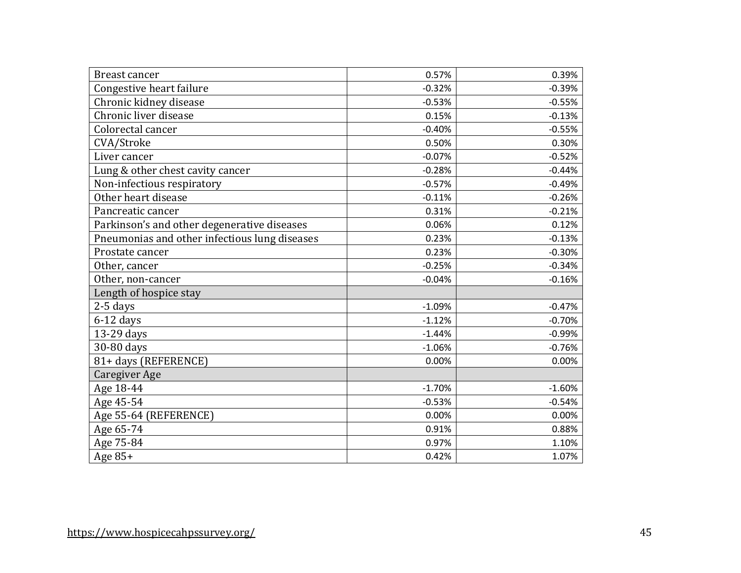| | | |
|---|---|---|
| Breast cancer | 0.57% | 0.39% |
| Congestive heart failure | -0.32% | -0.39% |
| Chronic kidney disease | -0.53% | -0.55% |
| Chronic liver disease | 0.15% | -0.13% |
| Colorectal cancer | -0.40% | -0.55% |
| CVA/Stroke | 0.50% | 0.30% |
| Liver cancer | -0.07% | -0.52% |
| Lung & other chest cavity cancer | -0.28% | -0.44% |
| Non-infectious respiratory | -0.57% | -0.49% |
| Other heart disease | -0.11% | -0.26% |
| Pancreatic cancer | 0.31% | -0.21% |
| Parkinson’s and other degenerative diseases | 0.06% | 0.12% |
| Pneumonias and other infectious lung diseases | 0.23% | -0.13% |
| Prostate cancer | 0.23% | -0.30% |
| Other, cancer | -0.25% | -0.34% |
| Other, non-cancer | -0.04% | -0.16% |
| Length of hospice stay | | |
| 2-5 days | -1.09% | -0.47% |
| 6-12 days | -1.12% | -0.70% |
| 13-29 days | -1.44% | -0.99% |
| 30-80 days | -1.06% | -0.76% |
| 81+ days (REFERENCE) | 0.00% | 0.00% |
| Caregiver Age | | |
| Age 18-44 | -1.70% | -1.60% |
| Age 45-54 | -0.53% | -0.54% |
| Age 55-64 (REFERENCE) | 0.00% | 0.00% |
| Age 65-74 | 0.91% | 0.88% |
| Age 75-84 | 0.97% | 1.10% |
| Age 85+ | 0.42% | 1.07% |

https://www.hospicecahpssurvey.org/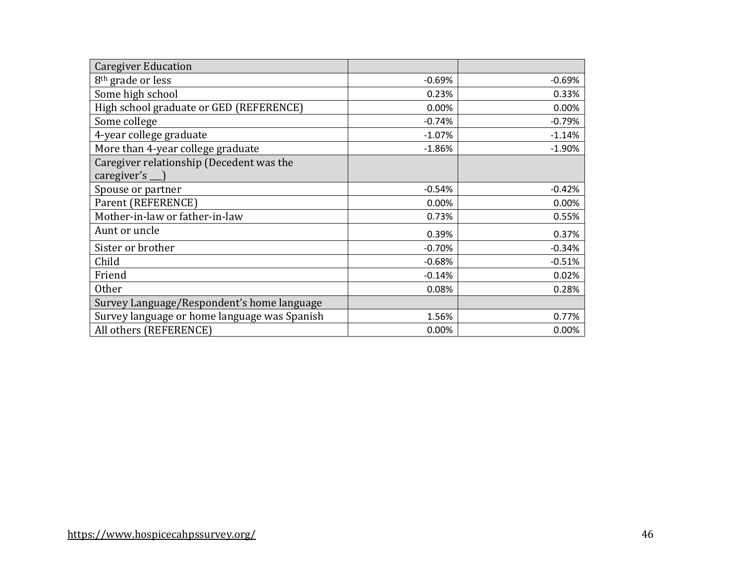| Caregiver Education | | |
|---|---|---|
| 8th grade or less | -0.69% | -0.69% |
| Some high school | 0.23% | 0.33% |
| High school graduate or GED (REFERENCE) | 0.00% | 0.00% |
| Some college | -0.74% | -0.79% |
| 4-year college graduate | -1.07% | -1.14% |
| More than 4-year college graduate | -1.86% | -1.90% |
| Caregiver relationship (Decedent was the caregiver's ___) | | |
| Spouse or partner | -0.54% | -0.42% |
| Parent (REFERENCE) | 0.00% | 0.00% |
| Mother-in-law or father-in-law | 0.73% | 0.55% |
| Aunt or uncle | 0.39% | 0.37% |
| Sister or brother | -0.70% | -0.34% |
| Child | -0.68% | -0.51% |
| Friend | -0.14% | 0.02% |
| Other | 0.08% | 0.28% |
| Survey Language/Respondent's home language | | |
| Survey language or home language was Spanish | 1.56% | 0.77% |
| All others (REFERENCE) | 0.00% | 0.00% |

https://www.hospicecahpssurvey.org/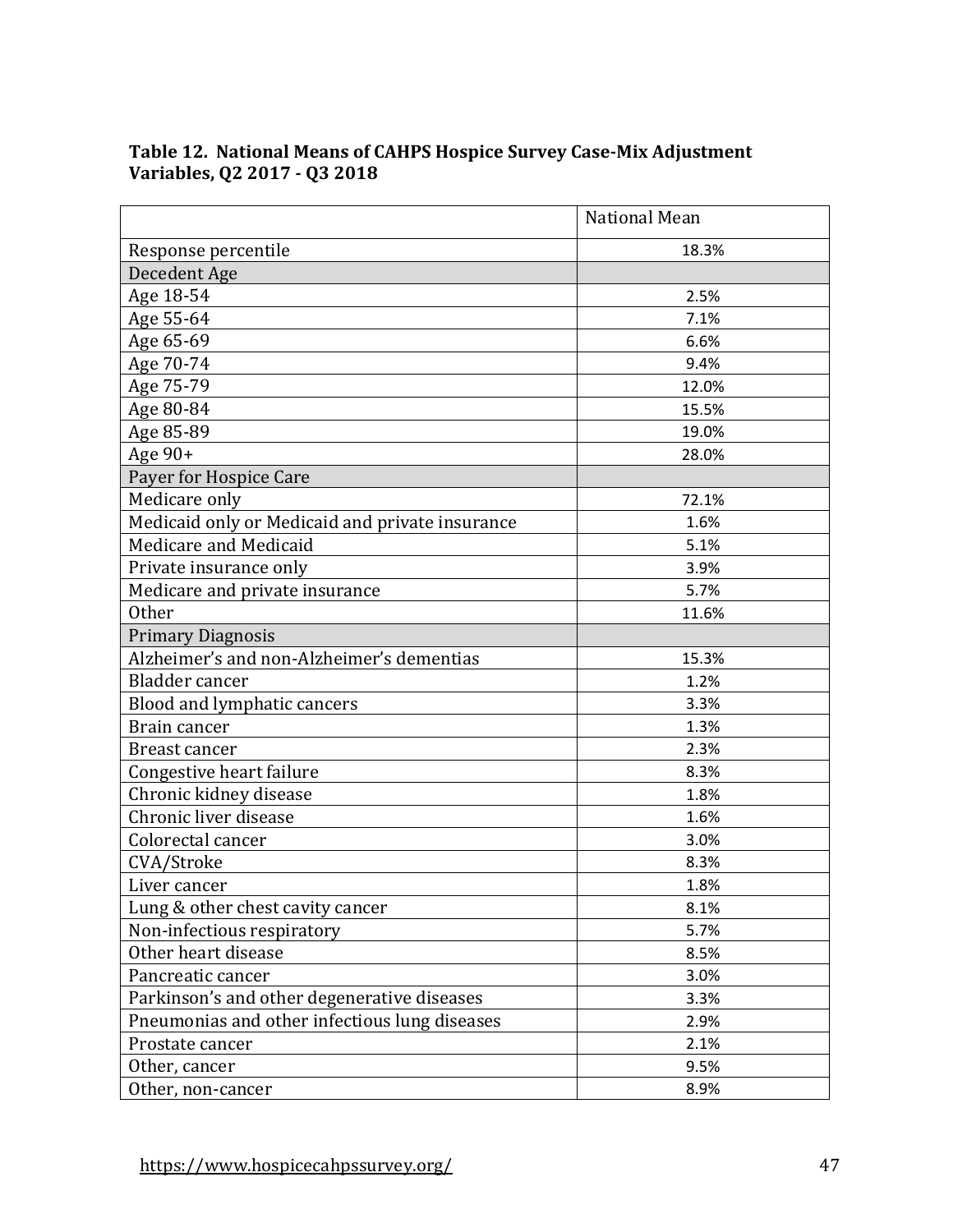**Table 12. National Means of CAHPS Hospice Survey Case-Mix Adjustment Variables, Q2 2017 - Q3 2018**

| | National Mean |
|---|---|
| Response percentile | 18.3% |
| Decedent Age | |
| Age 18-54 | 2.5% |
| Age 55-64 | 7.1% |
| Age 65-69 | 6.6% |
| Age 70-74 | 9.4% |
| Age 75-79 | 12.0% |
| Age 80-84 | 15.5% |
| Age 85-89 | 19.0% |
| Age 90+ | 28.0% |
| Payer for Hospice Care | |
| Medicare only | 72.1% |
| Medicaid only or Medicaid and private insurance | 1.6% |
| Medicare and Medicaid | 5.1% |
| Private insurance only | 3.9% |
| Medicare and private insurance | 5.7% |
| Other | 11.6% |
| Primary Diagnosis | |
| Alzheimer's and non-Alzheimer's dementias | 15.3% |
| Bladder cancer | 1.2% |
| Blood and lymphatic cancers | 3.3% |
| Brain cancer | 1.3% |
| Breast cancer | 2.3% |
| Congestive heart failure | 8.3% |
| Chronic kidney disease | 1.8% |
| Chronic liver disease | 1.6% |
| Colorectal cancer | 3.0% |
| CVA/Stroke | 8.3% |
| Liver cancer | 1.8% |
| Lung & other chest cavity cancer | 8.1% |
| Non-infectious respiratory | 5.7% |
| Other heart disease | 8.5% |
| Pancreatic cancer | 3.0% |
| Parkinson's and other degenerative diseases | 3.3% |
| Pneumonias and other infectious lung diseases | 2.9% |
| Prostate cancer | 2.1% |
| Other, cancer | 9.5% |
| Other, non-cancer | 8.9% |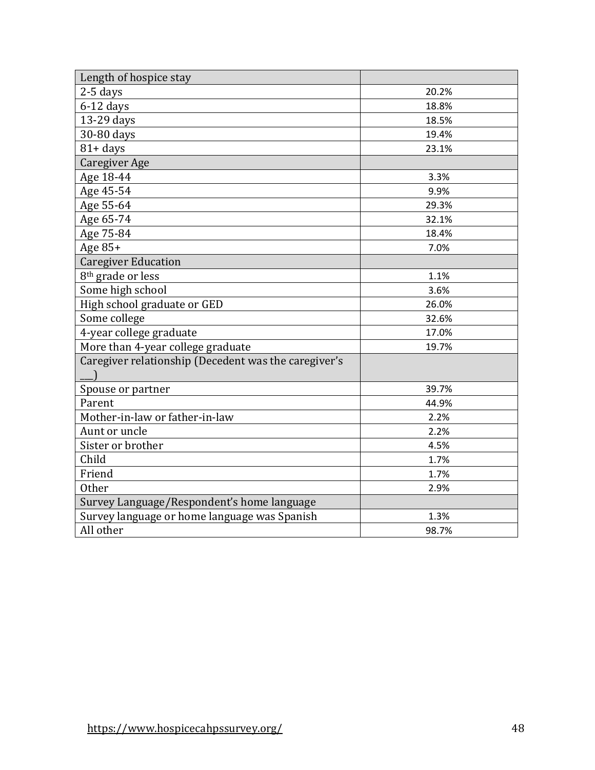| | |
|---|---|
| Length of hospice stay | |
| 2-5 days | 20.2% |
| 6-12 days | 18.8% |
| 13-29 days | 18.5% |
| 30-80 days | 19.4% |
| 81+ days | 23.1% |
| Caregiver Age | |
| Age 18-44 | 3.3% |
| Age 45-54 | 9.9% |
| Age 55-64 | 29.3% |
| Age 65-74 | 32.1% |
| Age 75-84 | 18.4% |
| Age 85+ | 7.0% |
| Caregiver Education | |
| 8th grade or less | 1.1% |
| Some high school | 3.6% |
| High school graduate or GED | 26.0% |
| Some college | 32.6% |
| 4-year college graduate | 17.0% |
| More than 4-year college graduate | 19.7% |
| Caregiver relationship (Decedent was the caregiver's ___) | |
| Spouse or partner | 39.7% |
| Parent | 44.9% |
| Mother-in-law or father-in-law | 2.2% |
| Aunt or uncle | 2.2% |
| Sister or brother | 4.5% |
| Child | 1.7% |
| Friend | 1.7% |
| Other | 2.9% |
| Survey Language/Respondent's home language | |
| Survey language or home language was Spanish | 1.3% |
| All other | 98.7% |

https://www.hospicecahpssurvey.org/